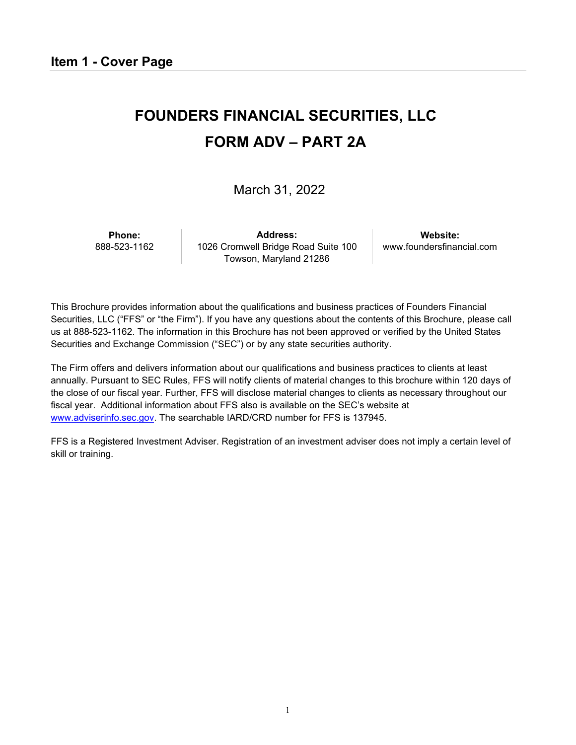## Item 1 - Cover Page

# FOUNDERS FINANCIAL SECURITIES, LLC
# FORM ADV – PART 2A

March 31, 2022

| Phone: | Address: | Website: |
|---|---|---|
| 888-523-1162 | 1026 Cromwell Bridge Road Suite 100<br>Towson, Maryland 21286 | www.foundersfinancial.com |

This Brochure provides information about the qualifications and business practices of Founders Financial Securities, LLC ("FFS" or "the Firm"). If you have any questions about the contents of this Brochure, please call us at 888-523-1162. The information in this Brochure has not been approved or verified by the United States Securities and Exchange Commission ("SEC") or by any state securities authority.

The Firm offers and delivers information about our qualifications and business practices to clients at least annually. Pursuant to SEC Rules, FFS will notify clients of material changes to this brochure within 120 days of the close of our fiscal year. Further, FFS will disclose material changes to clients as necessary throughout our fiscal year. Additional information about FFS also is available on the SEC's website at www.adviserinfo.sec.gov. The searchable IARD/CRD number for FFS is 137945.

FFS is a Registered Investment Adviser. Registration of an investment adviser does not imply a certain level of skill or training.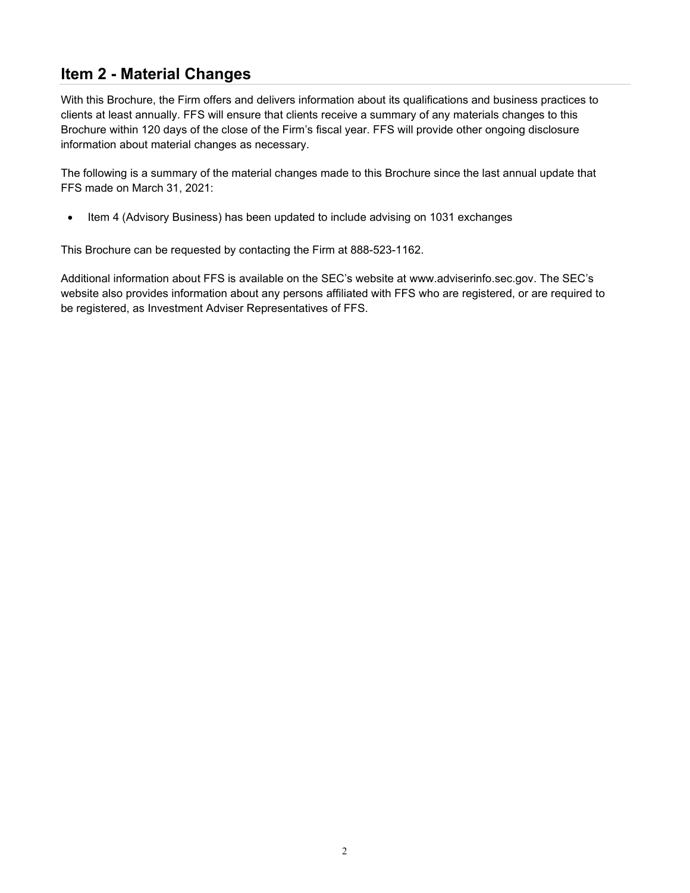## Item 2 - Material Changes

With this Brochure, the Firm offers and delivers information about its qualifications and business practices to clients at least annually. FFS will ensure that clients receive a summary of any materials changes to this Brochure within 120 days of the close of the Firm's fiscal year. FFS will provide other ongoing disclosure information about material changes as necessary.

The following is a summary of the material changes made to this Brochure since the last annual update that FFS made on March 31, 2021:

- Item 4 (Advisory Business) has been updated to include advising on 1031 exchanges

This Brochure can be requested by contacting the Firm at 888-523-1162.

Additional information about FFS is available on the SEC's website at www.adviserinfo.sec.gov. The SEC's website also provides information about any persons affiliated with FFS who are registered, or are required to be registered, as Investment Adviser Representatives of FFS.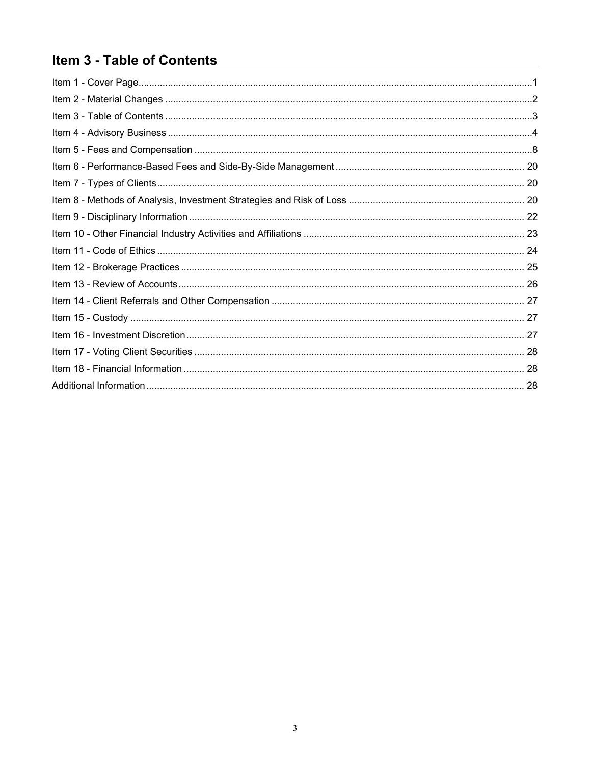## Item 3 - Table of Contents

Item 1 - Cover Page....1
Item 2 - Material Changes....2
Item 3 - Table of Contents....3
Item 4 - Advisory Business....4
Item 5 - Fees and Compensation....8
Item 6 - Performance-Based Fees and Side-By-Side Management....20
Item 7 - Types of Clients....20
Item 8 - Methods of Analysis, Investment Strategies and Risk of Loss....20
Item 9 - Disciplinary Information....22
Item 10 - Other Financial Industry Activities and Affiliations....23
Item 11 - Code of Ethics....24
Item 12 - Brokerage Practices....25
Item 13 - Review of Accounts....26
Item 14 - Client Referrals and Other Compensation....27
Item 15 - Custody....27
Item 16 - Investment Discretion....27
Item 17 - Voting Client Securities....28
Item 18 - Financial Information....28
Additional Information....28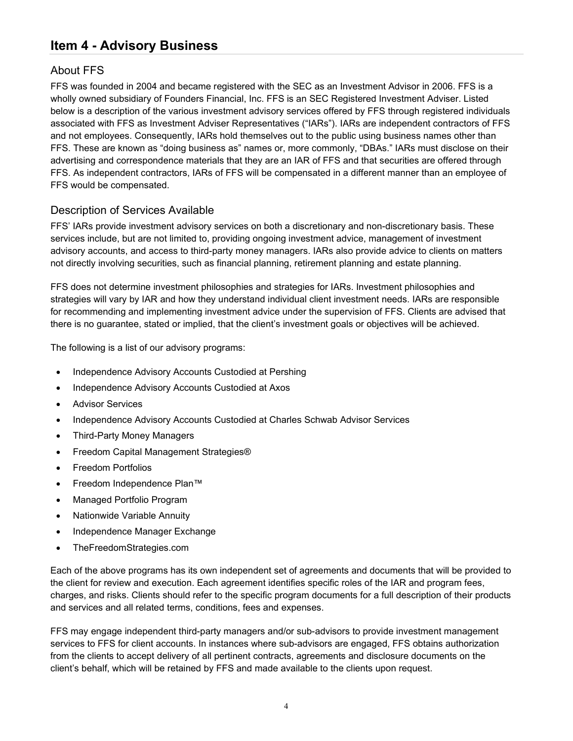## Item 4 - Advisory Business

### About FFS

FFS was founded in 2004 and became registered with the SEC as an Investment Advisor in 2006. FFS is a wholly owned subsidiary of Founders Financial, Inc. FFS is an SEC Registered Investment Adviser. Listed below is a description of the various investment advisory services offered by FFS through registered individuals associated with FFS as Investment Adviser Representatives ("IARs"). IARs are independent contractors of FFS and not employees. Consequently, IARs hold themselves out to the public using business names other than FFS. These are known as "doing business as" names or, more commonly, "DBAs." IARs must disclose on their advertising and correspondence materials that they are an IAR of FFS and that securities are offered through FFS. As independent contractors, IARs of FFS will be compensated in a different manner than an employee of FFS would be compensated.

### Description of Services Available

FFS' IARs provide investment advisory services on both a discretionary and non-discretionary basis. These services include, but are not limited to, providing ongoing investment advice, management of investment advisory accounts, and access to third-party money managers. IARs also provide advice to clients on matters not directly involving securities, such as financial planning, retirement planning and estate planning.

FFS does not determine investment philosophies and strategies for IARs. Investment philosophies and strategies will vary by IAR and how they understand individual client investment needs. IARs are responsible for recommending and implementing investment advice under the supervision of FFS. Clients are advised that there is no guarantee, stated or implied, that the client's investment goals or objectives will be achieved.

The following is a list of our advisory programs:

- Independence Advisory Accounts Custodied at Pershing
- Independence Advisory Accounts Custodied at Axos
- Advisor Services
- Independence Advisory Accounts Custodied at Charles Schwab Advisor Services
- Third-Party Money Managers
- Freedom Capital Management Strategies®
- Freedom Portfolios
- Freedom Independence Plan™
- Managed Portfolio Program
- Nationwide Variable Annuity
- Independence Manager Exchange
- TheFreedomStrategies.com

Each of the above programs has its own independent set of agreements and documents that will be provided to the client for review and execution. Each agreement identifies specific roles of the IAR and program fees, charges, and risks. Clients should refer to the specific program documents for a full description of their products and services and all related terms, conditions, fees and expenses.

FFS may engage independent third-party managers and/or sub-advisors to provide investment management services to FFS for client accounts. In instances where sub-advisors are engaged, FFS obtains authorization from the clients to accept delivery of all pertinent contracts, agreements and disclosure documents on the client's behalf, which will be retained by FFS and made available to the clients upon request.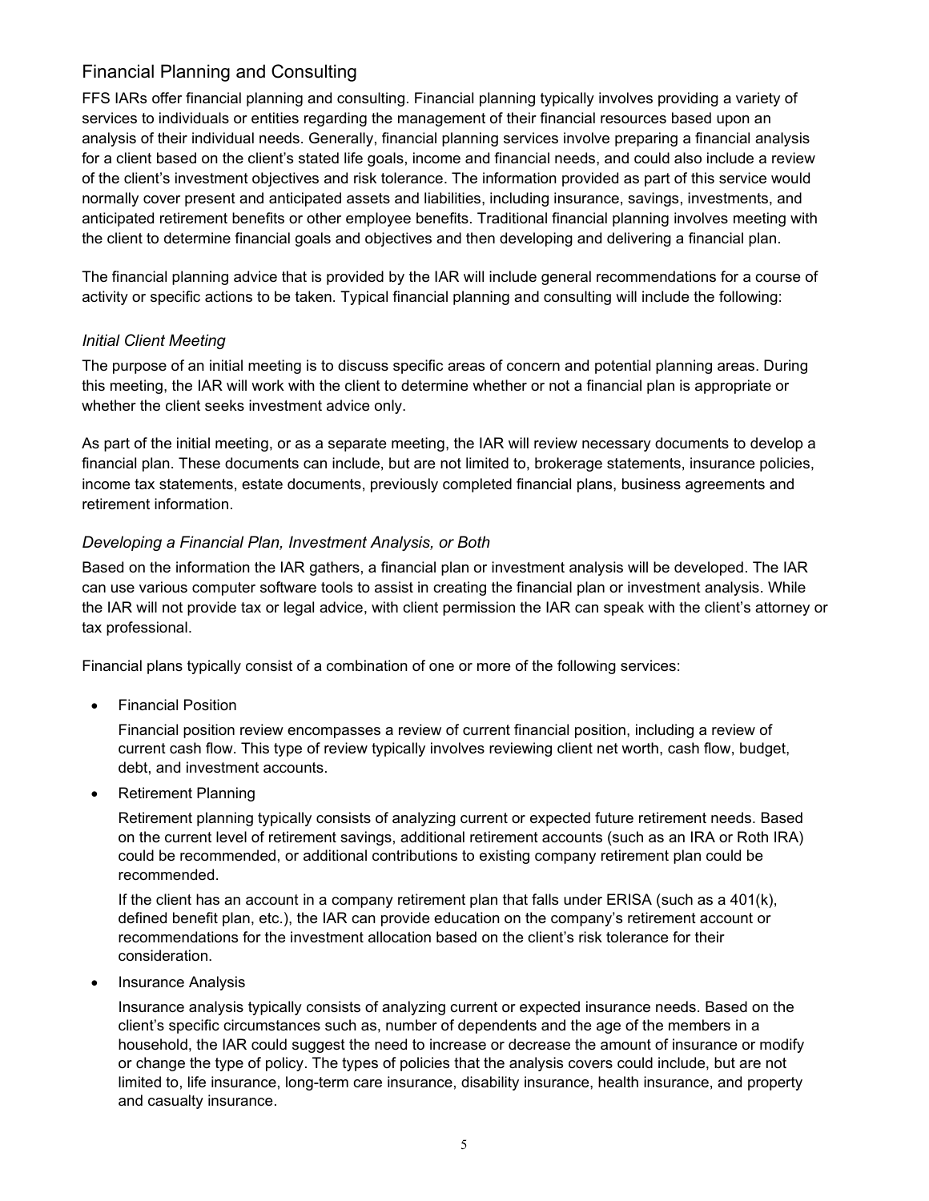## Financial Planning and Consulting

FFS IARs offer financial planning and consulting. Financial planning typically involves providing a variety of services to individuals or entities regarding the management of their financial resources based upon an analysis of their individual needs. Generally, financial planning services involve preparing a financial analysis for a client based on the client's stated life goals, income and financial needs, and could also include a review of the client's investment objectives and risk tolerance. The information provided as part of this service would normally cover present and anticipated assets and liabilities, including insurance, savings, investments, and anticipated retirement benefits or other employee benefits. Traditional financial planning involves meeting with the client to determine financial goals and objectives and then developing and delivering a financial plan.

The financial planning advice that is provided by the IAR will include general recommendations for a course of activity or specific actions to be taken. Typical financial planning and consulting will include the following:

### *Initial Client Meeting*

The purpose of an initial meeting is to discuss specific areas of concern and potential planning areas. During this meeting, the IAR will work with the client to determine whether or not a financial plan is appropriate or whether the client seeks investment advice only.

As part of the initial meeting, or as a separate meeting, the IAR will review necessary documents to develop a financial plan. These documents can include, but are not limited to, brokerage statements, insurance policies, income tax statements, estate documents, previously completed financial plans, business agreements and retirement information.

### *Developing a Financial Plan, Investment Analysis, or Both*

Based on the information the IAR gathers, a financial plan or investment analysis will be developed. The IAR can use various computer software tools to assist in creating the financial plan or investment analysis. While the IAR will not provide tax or legal advice, with client permission the IAR can speak with the client's attorney or tax professional.

Financial plans typically consist of a combination of one or more of the following services:

- Financial Position

  Financial position review encompasses a review of current financial position, including a review of current cash flow. This type of review typically involves reviewing client net worth, cash flow, budget, debt, and investment accounts.

- Retirement Planning

  Retirement planning typically consists of analyzing current or expected future retirement needs. Based on the current level of retirement savings, additional retirement accounts (such as an IRA or Roth IRA) could be recommended, or additional contributions to existing company retirement plan could be recommended.

  If the client has an account in a company retirement plan that falls under ERISA (such as a 401(k), defined benefit plan, etc.), the IAR can provide education on the company's retirement account or recommendations for the investment allocation based on the client's risk tolerance for their consideration.

- Insurance Analysis

  Insurance analysis typically consists of analyzing current or expected insurance needs. Based on the client's specific circumstances such as, number of dependents and the age of the members in a household, the IAR could suggest the need to increase or decrease the amount of insurance or modify or change the type of policy. The types of policies that the analysis covers could include, but are not limited to, life insurance, long-term care insurance, disability insurance, health insurance, and property and casualty insurance.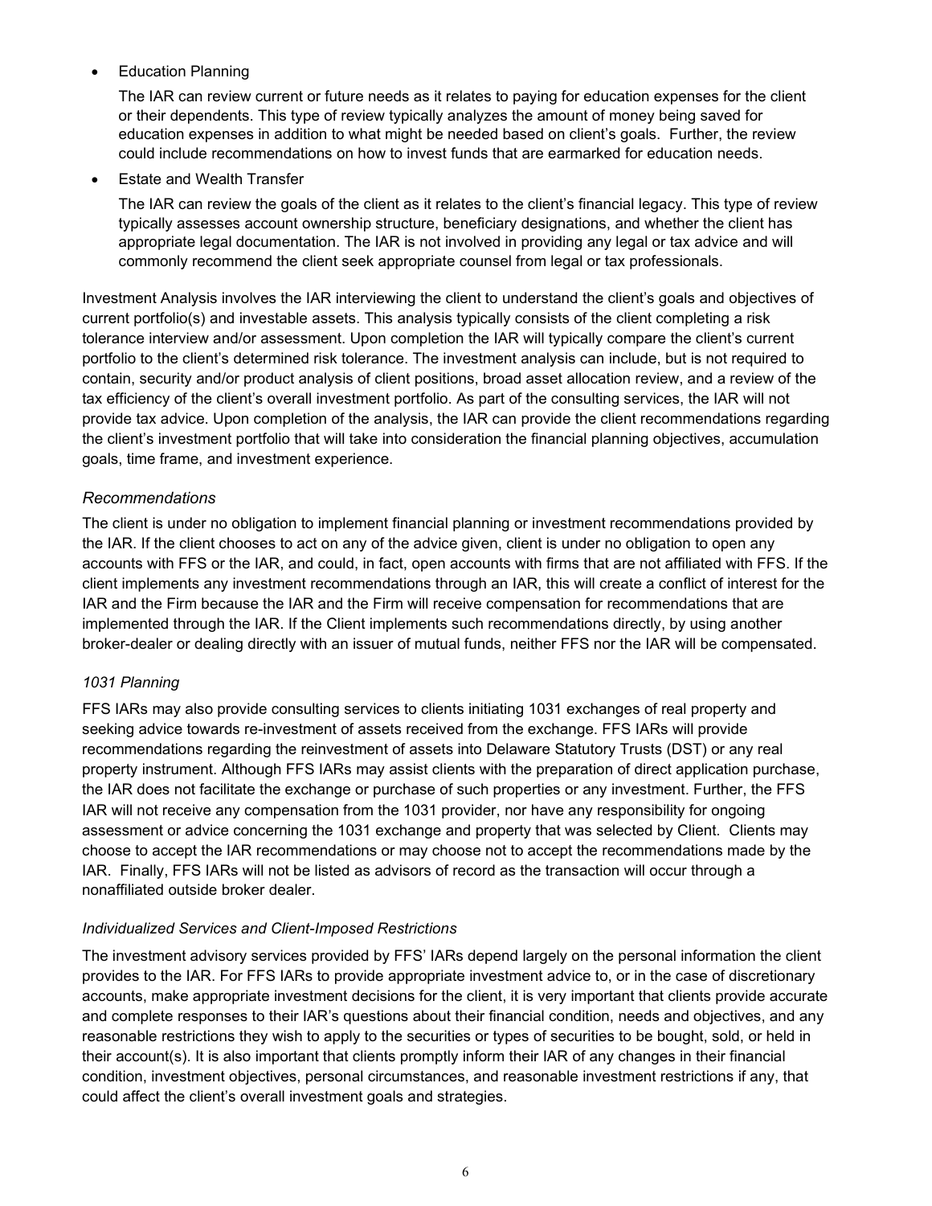- Education Planning

  The IAR can review current or future needs as it relates to paying for education expenses for the client or their dependents. This type of review typically analyzes the amount of money being saved for education expenses in addition to what might be needed based on client's goals. Further, the review could include recommendations on how to invest funds that are earmarked for education needs.

- Estate and Wealth Transfer

  The IAR can review the goals of the client as it relates to the client's financial legacy. This type of review typically assesses account ownership structure, beneficiary designations, and whether the client has appropriate legal documentation. The IAR is not involved in providing any legal or tax advice and will commonly recommend the client seek appropriate counsel from legal or tax professionals.

Investment Analysis involves the IAR interviewing the client to understand the client's goals and objectives of current portfolio(s) and investable assets. This analysis typically consists of the client completing a risk tolerance interview and/or assessment. Upon completion the IAR will typically compare the client's current portfolio to the client's determined risk tolerance. The investment analysis can include, but is not required to contain, security and/or product analysis of client positions, broad asset allocation review, and a review of the tax efficiency of the client's overall investment portfolio. As part of the consulting services, the IAR will not provide tax advice. Upon completion of the analysis, the IAR can provide the client recommendations regarding the client's investment portfolio that will take into consideration the financial planning objectives, accumulation goals, time frame, and investment experience.

### *Recommendations*

The client is under no obligation to implement financial planning or investment recommendations provided by the IAR. If the client chooses to act on any of the advice given, client is under no obligation to open any accounts with FFS or the IAR, and could, in fact, open accounts with firms that are not affiliated with FFS. If the client implements any investment recommendations through an IAR, this will create a conflict of interest for the IAR and the Firm because the IAR and the Firm will receive compensation for recommendations that are implemented through the IAR. If the Client implements such recommendations directly, by using another broker-dealer or dealing directly with an issuer of mutual funds, neither FFS nor the IAR will be compensated.

### *1031 Planning*

FFS IARs may also provide consulting services to clients initiating 1031 exchanges of real property and seeking advice towards re-investment of assets received from the exchange. FFS IARs will provide recommendations regarding the reinvestment of assets into Delaware Statutory Trusts (DST) or any real property instrument. Although FFS IARs may assist clients with the preparation of direct application purchase, the IAR does not facilitate the exchange or purchase of such properties or any investment. Further, the FFS IAR will not receive any compensation from the 1031 provider, nor have any responsibility for ongoing assessment or advice concerning the 1031 exchange and property that was selected by Client. Clients may choose to accept the IAR recommendations or may choose not to accept the recommendations made by the IAR. Finally, FFS IARs will not be listed as advisors of record as the transaction will occur through a nonaffiliated outside broker dealer.

### *Individualized Services and Client-Imposed Restrictions*

The investment advisory services provided by FFS' IARs depend largely on the personal information the client provides to the IAR. For FFS IARs to provide appropriate investment advice to, or in the case of discretionary accounts, make appropriate investment decisions for the client, it is very important that clients provide accurate and complete responses to their IAR's questions about their financial condition, needs and objectives, and any reasonable restrictions they wish to apply to the securities or types of securities to be bought, sold, or held in their account(s). It is also important that clients promptly inform their IAR of any changes in their financial condition, investment objectives, personal circumstances, and reasonable investment restrictions if any, that could affect the client's overall investment goals and strategies.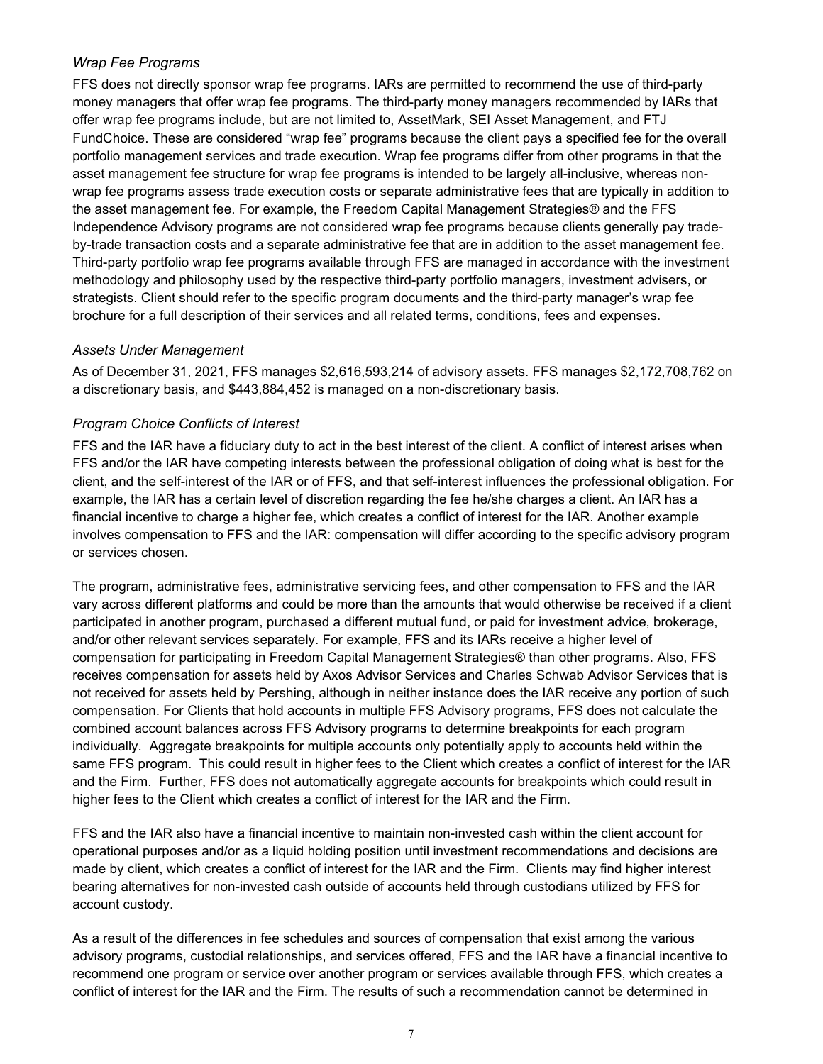*Wrap Fee Programs*

FFS does not directly sponsor wrap fee programs. IARs are permitted to recommend the use of third-party money managers that offer wrap fee programs. The third-party money managers recommended by IARs that offer wrap fee programs include, but are not limited to, AssetMark, SEI Asset Management, and FTJ FundChoice. These are considered "wrap fee" programs because the client pays a specified fee for the overall portfolio management services and trade execution. Wrap fee programs differ from other programs in that the asset management fee structure for wrap fee programs is intended to be largely all-inclusive, whereas non-wrap fee programs assess trade execution costs or separate administrative fees that are typically in addition to the asset management fee. For example, the Freedom Capital Management Strategies® and the FFS Independence Advisory programs are not considered wrap fee programs because clients generally pay trade-by-trade transaction costs and a separate administrative fee that are in addition to the asset management fee. Third-party portfolio wrap fee programs available through FFS are managed in accordance with the investment methodology and philosophy used by the respective third-party portfolio managers, investment advisers, or strategists. Client should refer to the specific program documents and the third-party manager's wrap fee brochure for a full description of their services and all related terms, conditions, fees and expenses.

*Assets Under Management*

As of December 31, 2021, FFS manages $2,616,593,214 of advisory assets. FFS manages $2,172,708,762 on a discretionary basis, and $443,884,452 is managed on a non-discretionary basis.

*Program Choice Conflicts of Interest*

FFS and the IAR have a fiduciary duty to act in the best interest of the client. A conflict of interest arises when FFS and/or the IAR have competing interests between the professional obligation of doing what is best for the client, and the self-interest of the IAR or of FFS, and that self-interest influences the professional obligation. For example, the IAR has a certain level of discretion regarding the fee he/she charges a client. An IAR has a financial incentive to charge a higher fee, which creates a conflict of interest for the IAR. Another example involves compensation to FFS and the IAR: compensation will differ according to the specific advisory program or services chosen.

The program, administrative fees, administrative servicing fees, and other compensation to FFS and the IAR vary across different platforms and could be more than the amounts that would otherwise be received if a client participated in another program, purchased a different mutual fund, or paid for investment advice, brokerage, and/or other relevant services separately. For example, FFS and its IARs receive a higher level of compensation for participating in Freedom Capital Management Strategies® than other programs. Also, FFS receives compensation for assets held by Axos Advisor Services and Charles Schwab Advisor Services that is not received for assets held by Pershing, although in neither instance does the IAR receive any portion of such compensation. For Clients that hold accounts in multiple FFS Advisory programs, FFS does not calculate the combined account balances across FFS Advisory programs to determine breakpoints for each program individually. Aggregate breakpoints for multiple accounts only potentially apply to accounts held within the same FFS program. This could result in higher fees to the Client which creates a conflict of interest for the IAR and the Firm. Further, FFS does not automatically aggregate accounts for breakpoints which could result in higher fees to the Client which creates a conflict of interest for the IAR and the Firm.

FFS and the IAR also have a financial incentive to maintain non-invested cash within the client account for operational purposes and/or as a liquid holding position until investment recommendations and decisions are made by client, which creates a conflict of interest for the IAR and the Firm. Clients may find higher interest bearing alternatives for non-invested cash outside of accounts held through custodians utilized by FFS for account custody.

As a result of the differences in fee schedules and sources of compensation that exist among the various advisory programs, custodial relationships, and services offered, FFS and the IAR have a financial incentive to recommend one program or service over another program or services available through FFS, which creates a conflict of interest for the IAR and the Firm. The results of such a recommendation cannot be determined in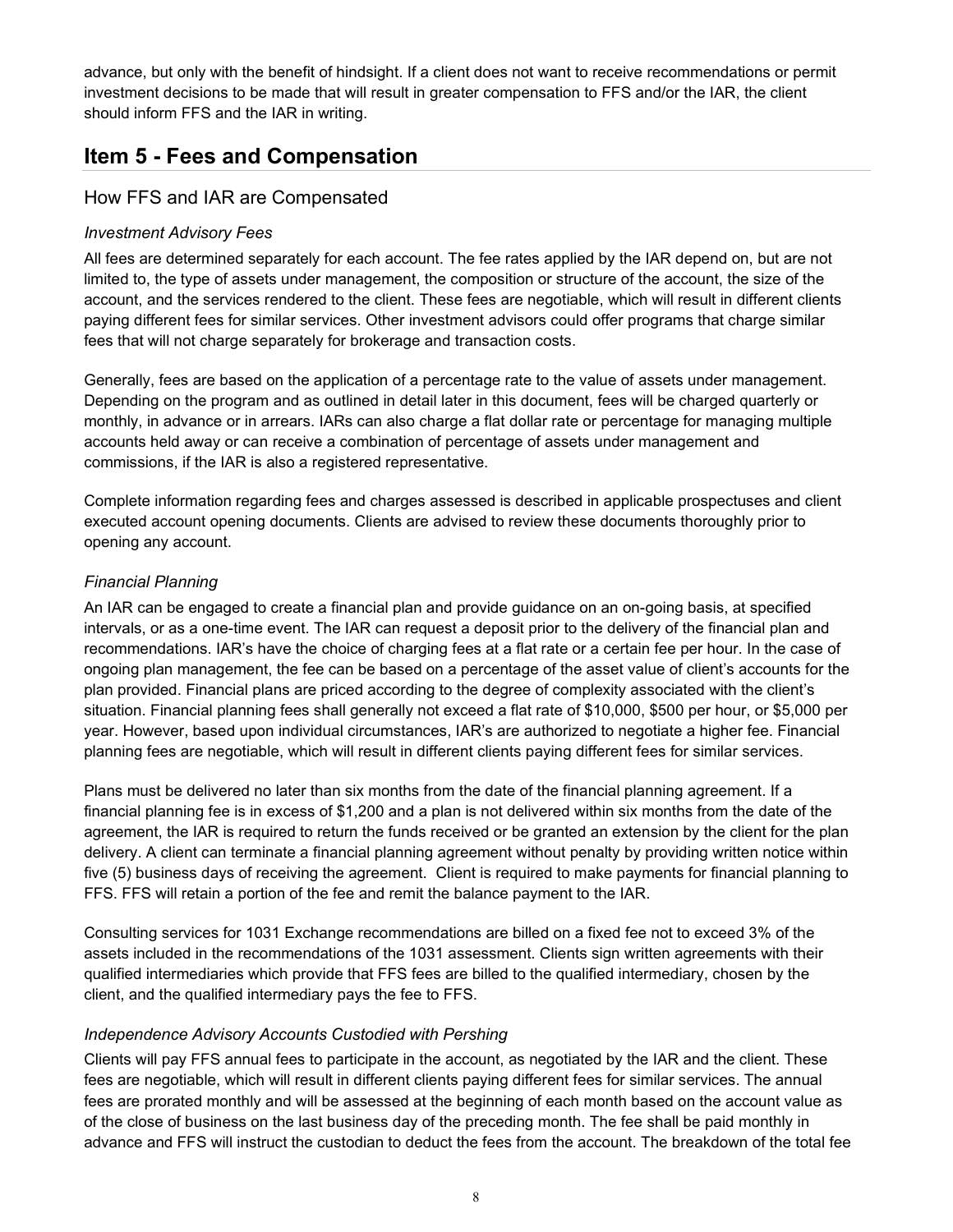advance, but only with the benefit of hindsight. If a client does not want to receive recommendations or permit investment decisions to be made that will result in greater compensation to FFS and/or the IAR, the client should inform FFS and the IAR in writing.

## Item 5 - Fees and Compensation

### How FFS and IAR are Compensated

#### *Investment Advisory Fees*

All fees are determined separately for each account. The fee rates applied by the IAR depend on, but are not limited to, the type of assets under management, the composition or structure of the account, the size of the account, and the services rendered to the client. These fees are negotiable, which will result in different clients paying different fees for similar services. Other investment advisors could offer programs that charge similar fees that will not charge separately for brokerage and transaction costs.

Generally, fees are based on the application of a percentage rate to the value of assets under management. Depending on the program and as outlined in detail later in this document, fees will be charged quarterly or monthly, in advance or in arrears. IARs can also charge a flat dollar rate or percentage for managing multiple accounts held away or can receive a combination of percentage of assets under management and commissions, if the IAR is also a registered representative.

Complete information regarding fees and charges assessed is described in applicable prospectuses and client executed account opening documents. Clients are advised to review these documents thoroughly prior to opening any account.

#### *Financial Planning*

An IAR can be engaged to create a financial plan and provide guidance on an on-going basis, at specified intervals, or as a one-time event. The IAR can request a deposit prior to the delivery of the financial plan and recommendations. IAR's have the choice of charging fees at a flat rate or a certain fee per hour. In the case of ongoing plan management, the fee can be based on a percentage of the asset value of client's accounts for the plan provided. Financial plans are priced according to the degree of complexity associated with the client's situation. Financial planning fees shall generally not exceed a flat rate of $10,000, $500 per hour, or $5,000 per year. However, based upon individual circumstances, IAR's are authorized to negotiate a higher fee. Financial planning fees are negotiable, which will result in different clients paying different fees for similar services.

Plans must be delivered no later than six months from the date of the financial planning agreement. If a financial planning fee is in excess of $1,200 and a plan is not delivered within six months from the date of the agreement, the IAR is required to return the funds received or be granted an extension by the client for the plan delivery. A client can terminate a financial planning agreement without penalty by providing written notice within five (5) business days of receiving the agreement. Client is required to make payments for financial planning to FFS. FFS will retain a portion of the fee and remit the balance payment to the IAR.

Consulting services for 1031 Exchange recommendations are billed on a fixed fee not to exceed 3% of the assets included in the recommendations of the 1031 assessment. Clients sign written agreements with their qualified intermediaries which provide that FFS fees are billed to the qualified intermediary, chosen by the client, and the qualified intermediary pays the fee to FFS.

#### *Independence Advisory Accounts Custodied with Pershing*

Clients will pay FFS annual fees to participate in the account, as negotiated by the IAR and the client. These fees are negotiable, which will result in different clients paying different fees for similar services. The annual fees are prorated monthly and will be assessed at the beginning of each month based on the account value as of the close of business on the last business day of the preceding month. The fee shall be paid monthly in advance and FFS will instruct the custodian to deduct the fees from the account. The breakdown of the total fee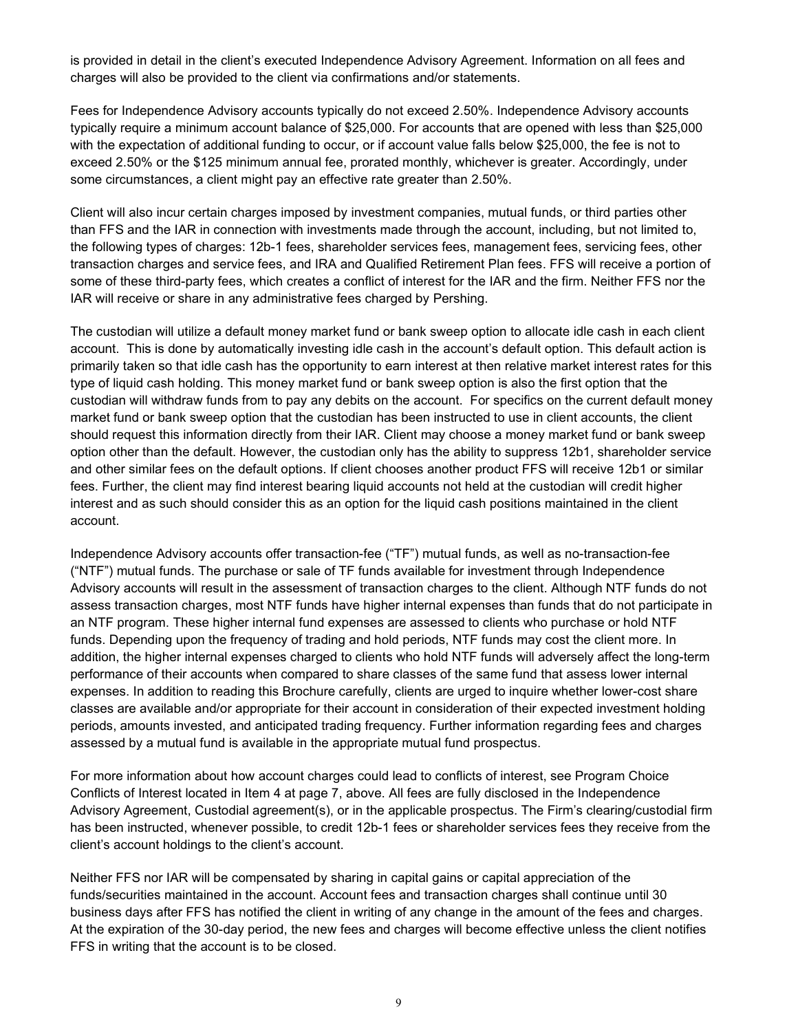is provided in detail in the client's executed Independence Advisory Agreement. Information on all fees and charges will also be provided to the client via confirmations and/or statements.

Fees for Independence Advisory accounts typically do not exceed 2.50%. Independence Advisory accounts typically require a minimum account balance of $25,000. For accounts that are opened with less than $25,000 with the expectation of additional funding to occur, or if account value falls below $25,000, the fee is not to exceed 2.50% or the $125 minimum annual fee, prorated monthly, whichever is greater. Accordingly, under some circumstances, a client might pay an effective rate greater than 2.50%.

Client will also incur certain charges imposed by investment companies, mutual funds, or third parties other than FFS and the IAR in connection with investments made through the account, including, but not limited to, the following types of charges: 12b-1 fees, shareholder services fees, management fees, servicing fees, other transaction charges and service fees, and IRA and Qualified Retirement Plan fees. FFS will receive a portion of some of these third-party fees, which creates a conflict of interest for the IAR and the firm. Neither FFS nor the IAR will receive or share in any administrative fees charged by Pershing.

The custodian will utilize a default money market fund or bank sweep option to allocate idle cash in each client account. This is done by automatically investing idle cash in the account's default option. This default action is primarily taken so that idle cash has the opportunity to earn interest at then relative market interest rates for this type of liquid cash holding. This money market fund or bank sweep option is also the first option that the custodian will withdraw funds from to pay any debits on the account. For specifics on the current default money market fund or bank sweep option that the custodian has been instructed to use in client accounts, the client should request this information directly from their IAR. Client may choose a money market fund or bank sweep option other than the default. However, the custodian only has the ability to suppress 12b1, shareholder service and other similar fees on the default options. If client chooses another product FFS will receive 12b1 or similar fees. Further, the client may find interest bearing liquid accounts not held at the custodian will credit higher interest and as such should consider this as an option for the liquid cash positions maintained in the client account.

Independence Advisory accounts offer transaction-fee ("TF") mutual funds, as well as no-transaction-fee ("NTF") mutual funds. The purchase or sale of TF funds available for investment through Independence Advisory accounts will result in the assessment of transaction charges to the client. Although NTF funds do not assess transaction charges, most NTF funds have higher internal expenses than funds that do not participate in an NTF program. These higher internal fund expenses are assessed to clients who purchase or hold NTF funds. Depending upon the frequency of trading and hold periods, NTF funds may cost the client more. In addition, the higher internal expenses charged to clients who hold NTF funds will adversely affect the long-term performance of their accounts when compared to share classes of the same fund that assess lower internal expenses. In addition to reading this Brochure carefully, clients are urged to inquire whether lower-cost share classes are available and/or appropriate for their account in consideration of their expected investment holding periods, amounts invested, and anticipated trading frequency. Further information regarding fees and charges assessed by a mutual fund is available in the appropriate mutual fund prospectus.

For more information about how account charges could lead to conflicts of interest, see Program Choice Conflicts of Interest located in Item 4 at page 7, above. All fees are fully disclosed in the Independence Advisory Agreement, Custodial agreement(s), or in the applicable prospectus. The Firm's clearing/custodial firm has been instructed, whenever possible, to credit 12b-1 fees or shareholder services fees they receive from the client's account holdings to the client's account.

Neither FFS nor IAR will be compensated by sharing in capital gains or capital appreciation of the funds/securities maintained in the account. Account fees and transaction charges shall continue until 30 business days after FFS has notified the client in writing of any change in the amount of the fees and charges. At the expiration of the 30-day period, the new fees and charges will become effective unless the client notifies FFS in writing that the account is to be closed.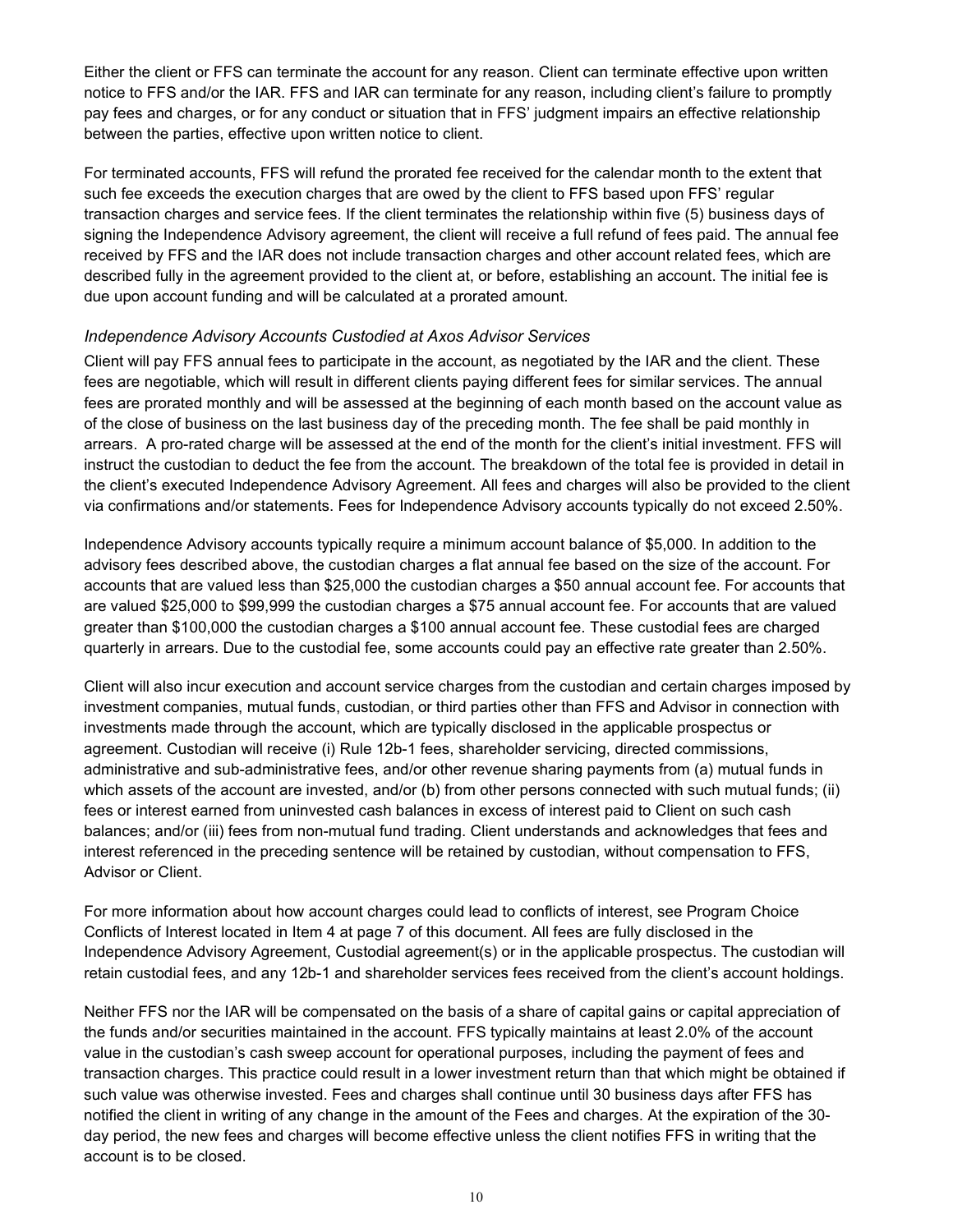Either the client or FFS can terminate the account for any reason. Client can terminate effective upon written notice to FFS and/or the IAR. FFS and IAR can terminate for any reason, including client's failure to promptly pay fees and charges, or for any conduct or situation that in FFS' judgment impairs an effective relationship between the parties, effective upon written notice to client.

For terminated accounts, FFS will refund the prorated fee received for the calendar month to the extent that such fee exceeds the execution charges that are owed by the client to FFS based upon FFS' regular transaction charges and service fees. If the client terminates the relationship within five (5) business days of signing the Independence Advisory agreement, the client will receive a full refund of fees paid. The annual fee received by FFS and the IAR does not include transaction charges and other account related fees, which are described fully in the agreement provided to the client at, or before, establishing an account. The initial fee is due upon account funding and will be calculated at a prorated amount.

*Independence Advisory Accounts Custodied at Axos Advisor Services*

Client will pay FFS annual fees to participate in the account, as negotiated by the IAR and the client. These fees are negotiable, which will result in different clients paying different fees for similar services. The annual fees are prorated monthly and will be assessed at the beginning of each month based on the account value as of the close of business on the last business day of the preceding month. The fee shall be paid monthly in arrears. A pro-rated charge will be assessed at the end of the month for the client's initial investment. FFS will instruct the custodian to deduct the fee from the account. The breakdown of the total fee is provided in detail in the client's executed Independence Advisory Agreement. All fees and charges will also be provided to the client via confirmations and/or statements. Fees for Independence Advisory accounts typically do not exceed 2.50%.

Independence Advisory accounts typically require a minimum account balance of $5,000. In addition to the advisory fees described above, the custodian charges a flat annual fee based on the size of the account. For accounts that are valued less than $25,000 the custodian charges a $50 annual account fee. For accounts that are valued $25,000 to $99,999 the custodian charges a $75 annual account fee. For accounts that are valued greater than $100,000 the custodian charges a $100 annual account fee. These custodial fees are charged quarterly in arrears. Due to the custodial fee, some accounts could pay an effective rate greater than 2.50%.

Client will also incur execution and account service charges from the custodian and certain charges imposed by investment companies, mutual funds, custodian, or third parties other than FFS and Advisor in connection with investments made through the account, which are typically disclosed in the applicable prospectus or agreement. Custodian will receive (i) Rule 12b-1 fees, shareholder servicing, directed commissions, administrative and sub-administrative fees, and/or other revenue sharing payments from (a) mutual funds in which assets of the account are invested, and/or (b) from other persons connected with such mutual funds; (ii) fees or interest earned from uninvested cash balances in excess of interest paid to Client on such cash balances; and/or (iii) fees from non-mutual fund trading. Client understands and acknowledges that fees and interest referenced in the preceding sentence will be retained by custodian, without compensation to FFS, Advisor or Client.

For more information about how account charges could lead to conflicts of interest, see Program Choice Conflicts of Interest located in Item 4 at page 7 of this document. All fees are fully disclosed in the Independence Advisory Agreement, Custodial agreement(s) or in the applicable prospectus. The custodian will retain custodial fees, and any 12b-1 and shareholder services fees received from the client's account holdings.

Neither FFS nor the IAR will be compensated on the basis of a share of capital gains or capital appreciation of the funds and/or securities maintained in the account. FFS typically maintains at least 2.0% of the account value in the custodian's cash sweep account for operational purposes, including the payment of fees and transaction charges. This practice could result in a lower investment return than that which might be obtained if such value was otherwise invested. Fees and charges shall continue until 30 business days after FFS has notified the client in writing of any change in the amount of the Fees and charges. At the expiration of the 30-day period, the new fees and charges will become effective unless the client notifies FFS in writing that the account is to be closed.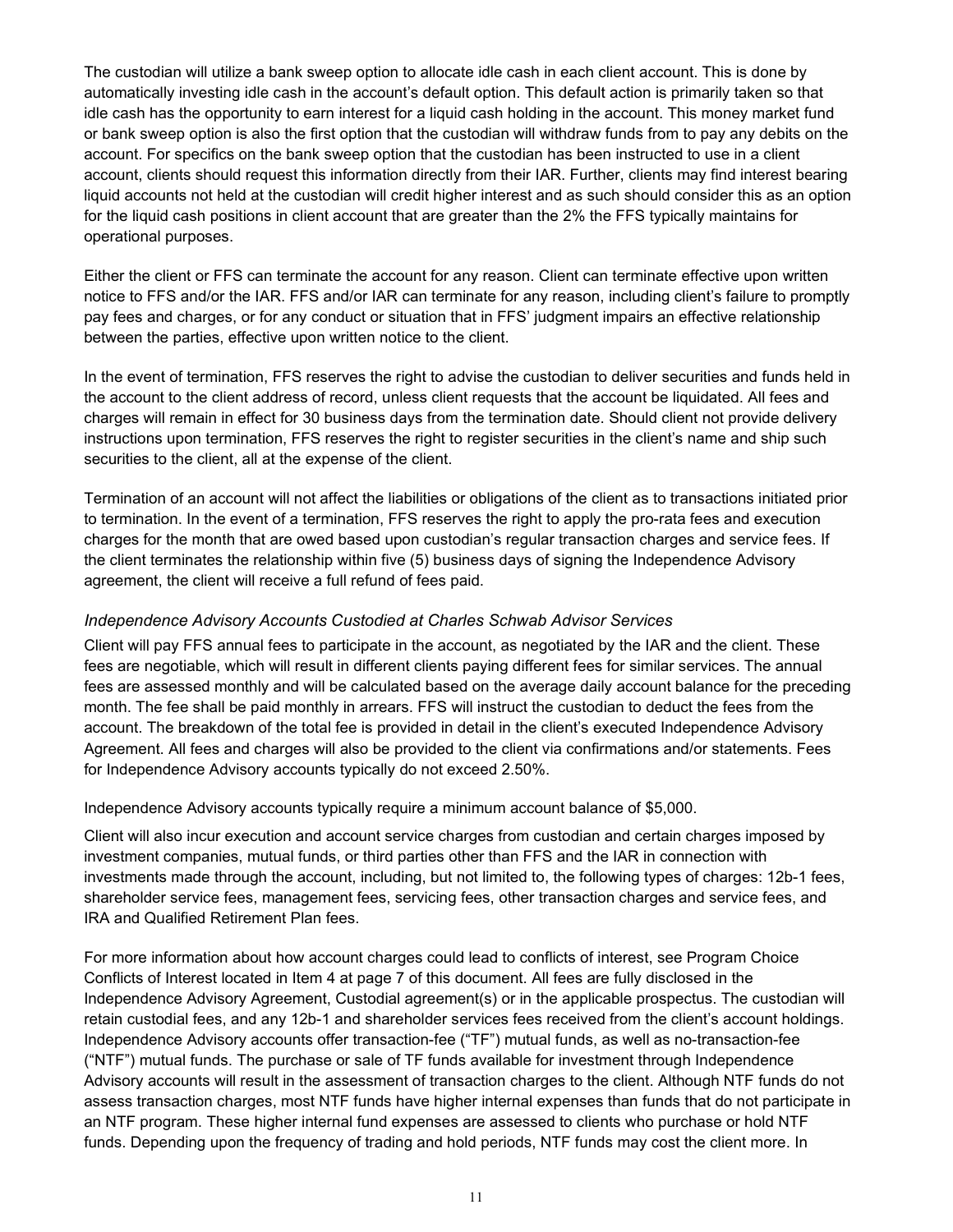The custodian will utilize a bank sweep option to allocate idle cash in each client account. This is done by automatically investing idle cash in the account's default option. This default action is primarily taken so that idle cash has the opportunity to earn interest for a liquid cash holding in the account. This money market fund or bank sweep option is also the first option that the custodian will withdraw funds from to pay any debits on the account. For specifics on the bank sweep option that the custodian has been instructed to use in a client account, clients should request this information directly from their IAR. Further, clients may find interest bearing liquid accounts not held at the custodian will credit higher interest and as such should consider this as an option for the liquid cash positions in client account that are greater than the 2% the FFS typically maintains for operational purposes.

Either the client or FFS can terminate the account for any reason. Client can terminate effective upon written notice to FFS and/or the IAR. FFS and/or IAR can terminate for any reason, including client's failure to promptly pay fees and charges, or for any conduct or situation that in FFS' judgment impairs an effective relationship between the parties, effective upon written notice to the client.

In the event of termination, FFS reserves the right to advise the custodian to deliver securities and funds held in the account to the client address of record, unless client requests that the account be liquidated. All fees and charges will remain in effect for 30 business days from the termination date. Should client not provide delivery instructions upon termination, FFS reserves the right to register securities in the client's name and ship such securities to the client, all at the expense of the client.

Termination of an account will not affect the liabilities or obligations of the client as to transactions initiated prior to termination. In the event of a termination, FFS reserves the right to apply the pro-rata fees and execution charges for the month that are owed based upon custodian's regular transaction charges and service fees. If the client terminates the relationship within five (5) business days of signing the Independence Advisory agreement, the client will receive a full refund of fees paid.

### *Independence Advisory Accounts Custodied at Charles Schwab Advisor Services*

Client will pay FFS annual fees to participate in the account, as negotiated by the IAR and the client. These fees are negotiable, which will result in different clients paying different fees for similar services. The annual fees are assessed monthly and will be calculated based on the average daily account balance for the preceding month. The fee shall be paid monthly in arrears. FFS will instruct the custodian to deduct the fees from the account. The breakdown of the total fee is provided in detail in the client's executed Independence Advisory Agreement. All fees and charges will also be provided to the client via confirmations and/or statements. Fees for Independence Advisory accounts typically do not exceed 2.50%.

Independence Advisory accounts typically require a minimum account balance of $5,000.

Client will also incur execution and account service charges from custodian and certain charges imposed by investment companies, mutual funds, or third parties other than FFS and the IAR in connection with investments made through the account, including, but not limited to, the following types of charges: 12b-1 fees, shareholder service fees, management fees, servicing fees, other transaction charges and service fees, and IRA and Qualified Retirement Plan fees.

For more information about how account charges could lead to conflicts of interest, see Program Choice Conflicts of Interest located in Item 4 at page 7 of this document. All fees are fully disclosed in the Independence Advisory Agreement, Custodial agreement(s) or in the applicable prospectus. The custodian will retain custodial fees, and any 12b-1 and shareholder services fees received from the client's account holdings. Independence Advisory accounts offer transaction-fee ("TF") mutual funds, as well as no-transaction-fee ("NTF") mutual funds. The purchase or sale of TF funds available for investment through Independence Advisory accounts will result in the assessment of transaction charges to the client. Although NTF funds do not assess transaction charges, most NTF funds have higher internal expenses than funds that do not participate in an NTF program. These higher internal fund expenses are assessed to clients who purchase or hold NTF funds. Depending upon the frequency of trading and hold periods, NTF funds may cost the client more. In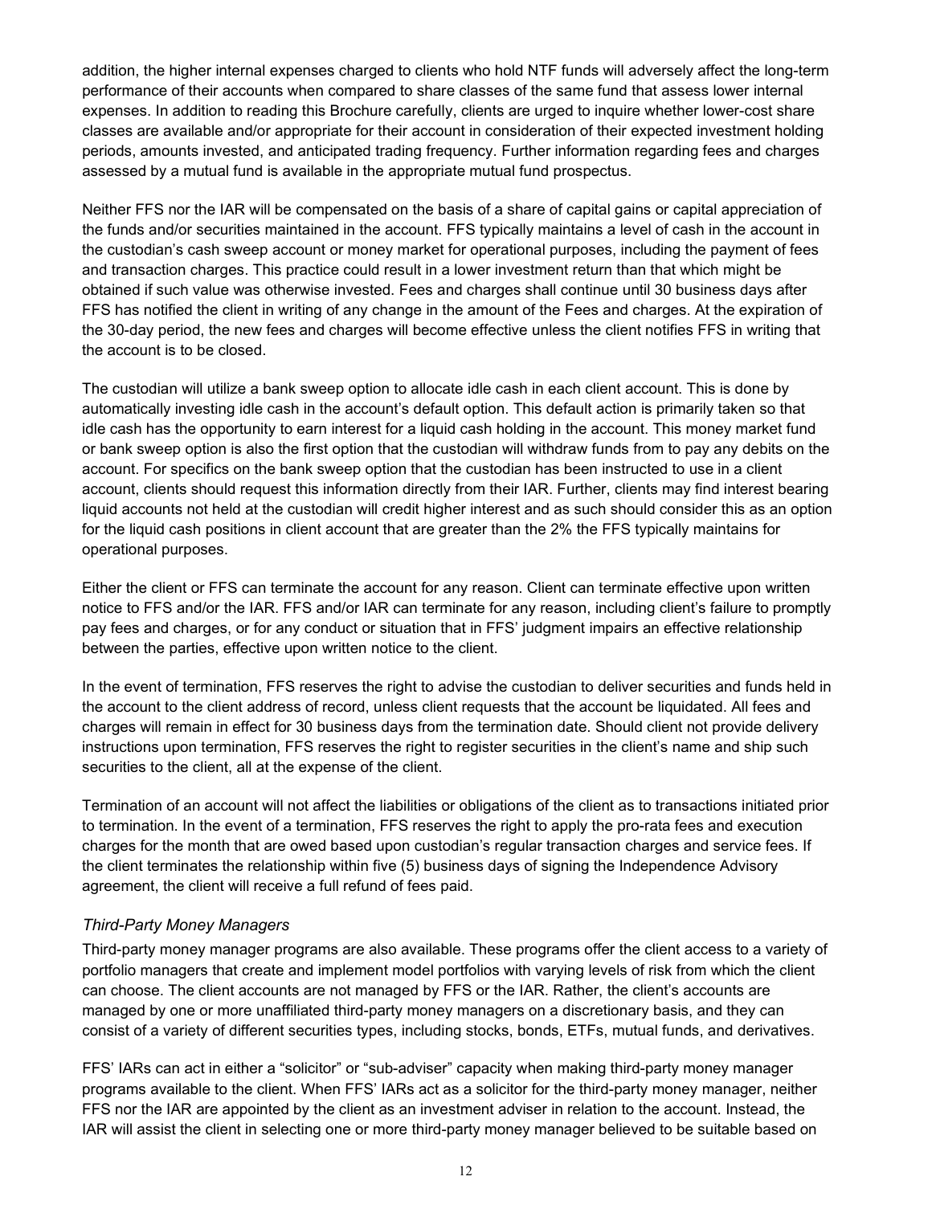addition, the higher internal expenses charged to clients who hold NTF funds will adversely affect the long-term performance of their accounts when compared to share classes of the same fund that assess lower internal expenses. In addition to reading this Brochure carefully, clients are urged to inquire whether lower-cost share classes are available and/or appropriate for their account in consideration of their expected investment holding periods, amounts invested, and anticipated trading frequency. Further information regarding fees and charges assessed by a mutual fund is available in the appropriate mutual fund prospectus.

Neither FFS nor the IAR will be compensated on the basis of a share of capital gains or capital appreciation of the funds and/or securities maintained in the account. FFS typically maintains a level of cash in the account in the custodian's cash sweep account or money market for operational purposes, including the payment of fees and transaction charges. This practice could result in a lower investment return than that which might be obtained if such value was otherwise invested. Fees and charges shall continue until 30 business days after FFS has notified the client in writing of any change in the amount of the Fees and charges. At the expiration of the 30-day period, the new fees and charges will become effective unless the client notifies FFS in writing that the account is to be closed.

The custodian will utilize a bank sweep option to allocate idle cash in each client account. This is done by automatically investing idle cash in the account's default option. This default action is primarily taken so that idle cash has the opportunity to earn interest for a liquid cash holding in the account. This money market fund or bank sweep option is also the first option that the custodian will withdraw funds from to pay any debits on the account. For specifics on the bank sweep option that the custodian has been instructed to use in a client account, clients should request this information directly from their IAR. Further, clients may find interest bearing liquid accounts not held at the custodian will credit higher interest and as such should consider this as an option for the liquid cash positions in client account that are greater than the 2% the FFS typically maintains for operational purposes.

Either the client or FFS can terminate the account for any reason. Client can terminate effective upon written notice to FFS and/or the IAR. FFS and/or IAR can terminate for any reason, including client's failure to promptly pay fees and charges, or for any conduct or situation that in FFS' judgment impairs an effective relationship between the parties, effective upon written notice to the client.

In the event of termination, FFS reserves the right to advise the custodian to deliver securities and funds held in the account to the client address of record, unless client requests that the account be liquidated. All fees and charges will remain in effect for 30 business days from the termination date. Should client not provide delivery instructions upon termination, FFS reserves the right to register securities in the client's name and ship such securities to the client, all at the expense of the client.

Termination of an account will not affect the liabilities or obligations of the client as to transactions initiated prior to termination. In the event of a termination, FFS reserves the right to apply the pro-rata fees and execution charges for the month that are owed based upon custodian's regular transaction charges and service fees. If the client terminates the relationship within five (5) business days of signing the Independence Advisory agreement, the client will receive a full refund of fees paid.

*Third-Party Money Managers*

Third-party money manager programs are also available. These programs offer the client access to a variety of portfolio managers that create and implement model portfolios with varying levels of risk from which the client can choose. The client accounts are not managed by FFS or the IAR. Rather, the client's accounts are managed by one or more unaffiliated third-party money managers on a discretionary basis, and they can consist of a variety of different securities types, including stocks, bonds, ETFs, mutual funds, and derivatives.

FFS' IARs can act in either a "solicitor" or "sub-adviser" capacity when making third-party money manager programs available to the client. When FFS' IARs act as a solicitor for the third-party money manager, neither FFS nor the IAR are appointed by the client as an investment adviser in relation to the account. Instead, the IAR will assist the client in selecting one or more third-party money manager believed to be suitable based on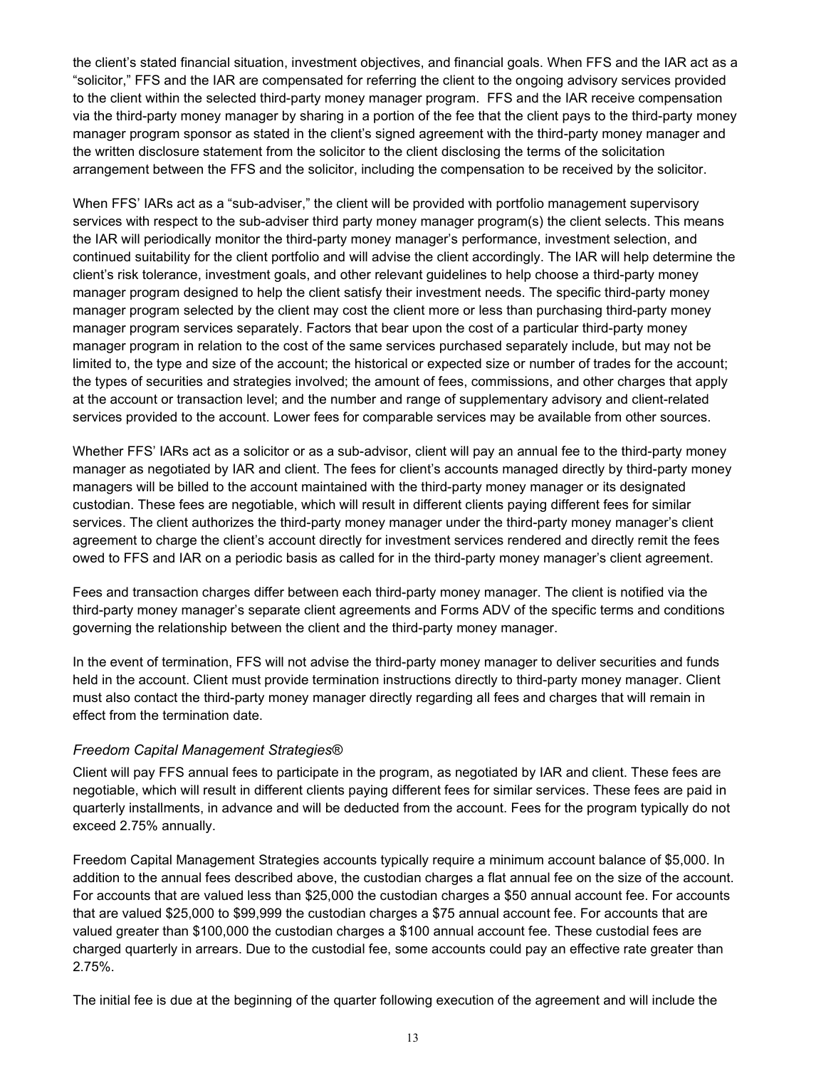the client's stated financial situation, investment objectives, and financial goals. When FFS and the IAR act as a "solicitor," FFS and the IAR are compensated for referring the client to the ongoing advisory services provided to the client within the selected third-party money manager program. FFS and the IAR receive compensation via the third-party money manager by sharing in a portion of the fee that the client pays to the third-party money manager program sponsor as stated in the client's signed agreement with the third-party money manager and the written disclosure statement from the solicitor to the client disclosing the terms of the solicitation arrangement between the FFS and the solicitor, including the compensation to be received by the solicitor.

When FFS' IARs act as a "sub-adviser," the client will be provided with portfolio management supervisory services with respect to the sub-adviser third party money manager program(s) the client selects. This means the IAR will periodically monitor the third-party money manager's performance, investment selection, and continued suitability for the client portfolio and will advise the client accordingly. The IAR will help determine the client's risk tolerance, investment goals, and other relevant guidelines to help choose a third-party money manager program designed to help the client satisfy their investment needs. The specific third-party money manager program selected by the client may cost the client more or less than purchasing third-party money manager program services separately. Factors that bear upon the cost of a particular third-party money manager program in relation to the cost of the same services purchased separately include, but may not be limited to, the type and size of the account; the historical or expected size or number of trades for the account; the types of securities and strategies involved; the amount of fees, commissions, and other charges that apply at the account or transaction level; and the number and range of supplementary advisory and client-related services provided to the account. Lower fees for comparable services may be available from other sources.

Whether FFS' IARs act as a solicitor or as a sub-advisor, client will pay an annual fee to the third-party money manager as negotiated by IAR and client. The fees for client's accounts managed directly by third-party money managers will be billed to the account maintained with the third-party money manager or its designated custodian. These fees are negotiable, which will result in different clients paying different fees for similar services. The client authorizes the third-party money manager under the third-party money manager's client agreement to charge the client's account directly for investment services rendered and directly remit the fees owed to FFS and IAR on a periodic basis as called for in the third-party money manager's client agreement.

Fees and transaction charges differ between each third-party money manager. The client is notified via the third-party money manager's separate client agreements and Forms ADV of the specific terms and conditions governing the relationship between the client and the third-party money manager.

In the event of termination, FFS will not advise the third-party money manager to deliver securities and funds held in the account. Client must provide termination instructions directly to third-party money manager. Client must also contact the third-party money manager directly regarding all fees and charges that will remain in effect from the termination date.

### *Freedom Capital Management Strategies®*

Client will pay FFS annual fees to participate in the program, as negotiated by IAR and client. These fees are negotiable, which will result in different clients paying different fees for similar services. These fees are paid in quarterly installments, in advance and will be deducted from the account. Fees for the program typically do not exceed 2.75% annually.

Freedom Capital Management Strategies accounts typically require a minimum account balance of $5,000. In addition to the annual fees described above, the custodian charges a flat annual fee on the size of the account. For accounts that are valued less than $25,000 the custodian charges a $50 annual account fee. For accounts that are valued $25,000 to $99,999 the custodian charges a $75 annual account fee. For accounts that are valued greater than $100,000 the custodian charges a $100 annual account fee. These custodial fees are charged quarterly in arrears. Due to the custodial fee, some accounts could pay an effective rate greater than 2.75%.

The initial fee is due at the beginning of the quarter following execution of the agreement and will include the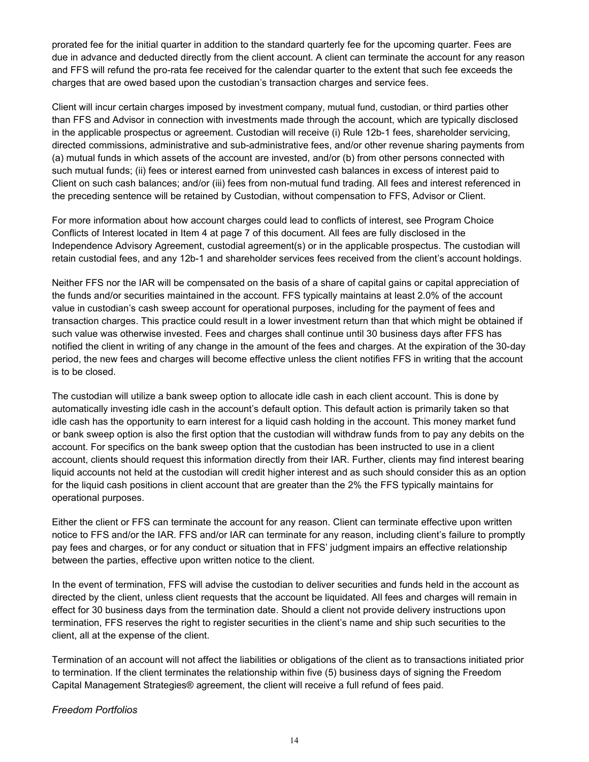prorated fee for the initial quarter in addition to the standard quarterly fee for the upcoming quarter. Fees are due in advance and deducted directly from the client account. A client can terminate the account for any reason and FFS will refund the pro-rata fee received for the calendar quarter to the extent that such fee exceeds the charges that are owed based upon the custodian's transaction charges and service fees.

Client will incur certain charges imposed by investment company, mutual fund, custodian, or third parties other than FFS and Advisor in connection with investments made through the account, which are typically disclosed in the applicable prospectus or agreement. Custodian will receive (i) Rule 12b-1 fees, shareholder servicing, directed commissions, administrative and sub-administrative fees, and/or other revenue sharing payments from (a) mutual funds in which assets of the account are invested, and/or (b) from other persons connected with such mutual funds; (ii) fees or interest earned from uninvested cash balances in excess of interest paid to Client on such cash balances; and/or (iii) fees from non-mutual fund trading. All fees and interest referenced in the preceding sentence will be retained by Custodian, without compensation to FFS, Advisor or Client.

For more information about how account charges could lead to conflicts of interest, see Program Choice Conflicts of Interest located in Item 4 at page 7 of this document. All fees are fully disclosed in the Independence Advisory Agreement, custodial agreement(s) or in the applicable prospectus. The custodian will retain custodial fees, and any 12b-1 and shareholder services fees received from the client's account holdings.

Neither FFS nor the IAR will be compensated on the basis of a share of capital gains or capital appreciation of the funds and/or securities maintained in the account. FFS typically maintains at least 2.0% of the account value in custodian's cash sweep account for operational purposes, including for the payment of fees and transaction charges. This practice could result in a lower investment return than that which might be obtained if such value was otherwise invested. Fees and charges shall continue until 30 business days after FFS has notified the client in writing of any change in the amount of the fees and charges. At the expiration of the 30-day period, the new fees and charges will become effective unless the client notifies FFS in writing that the account is to be closed.

The custodian will utilize a bank sweep option to allocate idle cash in each client account. This is done by automatically investing idle cash in the account's default option. This default action is primarily taken so that idle cash has the opportunity to earn interest for a liquid cash holding in the account. This money market fund or bank sweep option is also the first option that the custodian will withdraw funds from to pay any debits on the account. For specifics on the bank sweep option that the custodian has been instructed to use in a client account, clients should request this information directly from their IAR. Further, clients may find interest bearing liquid accounts not held at the custodian will credit higher interest and as such should consider this as an option for the liquid cash positions in client account that are greater than the 2% the FFS typically maintains for operational purposes.

Either the client or FFS can terminate the account for any reason. Client can terminate effective upon written notice to FFS and/or the IAR. FFS and/or IAR can terminate for any reason, including client's failure to promptly pay fees and charges, or for any conduct or situation that in FFS' judgment impairs an effective relationship between the parties, effective upon written notice to the client.

In the event of termination, FFS will advise the custodian to deliver securities and funds held in the account as directed by the client, unless client requests that the account be liquidated. All fees and charges will remain in effect for 30 business days from the termination date. Should a client not provide delivery instructions upon termination, FFS reserves the right to register securities in the client's name and ship such securities to the client, all at the expense of the client.

Termination of an account will not affect the liabilities or obligations of the client as to transactions initiated prior to termination. If the client terminates the relationship within five (5) business days of signing the Freedom Capital Management Strategies® agreement, the client will receive a full refund of fees paid.

*Freedom Portfolios*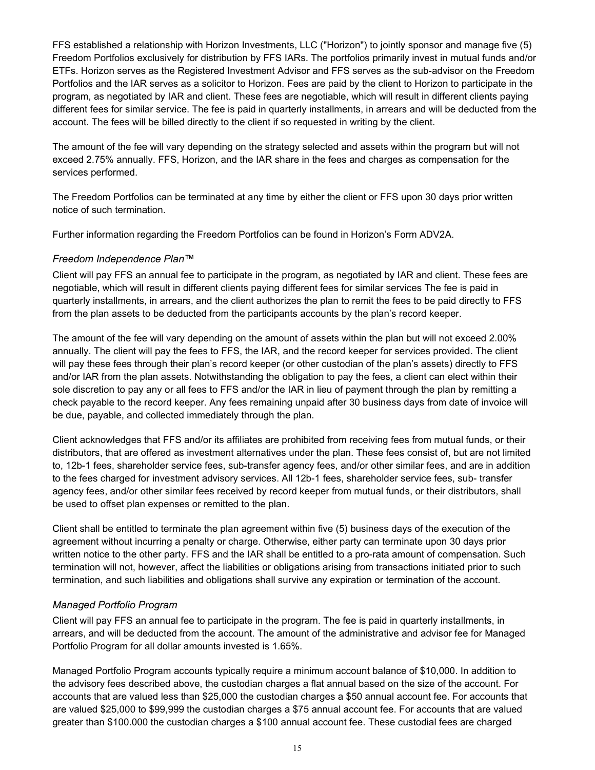FFS established a relationship with Horizon Investments, LLC ("Horizon") to jointly sponsor and manage five (5) Freedom Portfolios exclusively for distribution by FFS IARs. The portfolios primarily invest in mutual funds and/or ETFs. Horizon serves as the Registered Investment Advisor and FFS serves as the sub-advisor on the Freedom Portfolios and the IAR serves as a solicitor to Horizon. Fees are paid by the client to Horizon to participate in the program, as negotiated by IAR and client. These fees are negotiable, which will result in different clients paying different fees for similar service. The fee is paid in quarterly installments, in arrears and will be deducted from the account. The fees will be billed directly to the client if so requested in writing by the client.

The amount of the fee will vary depending on the strategy selected and assets within the program but will not exceed 2.75% annually. FFS, Horizon, and the IAR share in the fees and charges as compensation for the services performed.

The Freedom Portfolios can be terminated at any time by either the client or FFS upon 30 days prior written notice of such termination.

Further information regarding the Freedom Portfolios can be found in Horizon's Form ADV2A.

### *Freedom Independence Plan™*

Client will pay FFS an annual fee to participate in the program, as negotiated by IAR and client. These fees are negotiable, which will result in different clients paying different fees for similar services The fee is paid in quarterly installments, in arrears, and the client authorizes the plan to remit the fees to be paid directly to FFS from the plan assets to be deducted from the participants accounts by the plan's record keeper.

The amount of the fee will vary depending on the amount of assets within the plan but will not exceed 2.00% annually. The client will pay the fees to FFS, the IAR, and the record keeper for services provided. The client will pay these fees through their plan's record keeper (or other custodian of the plan's assets) directly to FFS and/or IAR from the plan assets. Notwithstanding the obligation to pay the fees, a client can elect within their sole discretion to pay any or all fees to FFS and/or the IAR in lieu of payment through the plan by remitting a check payable to the record keeper. Any fees remaining unpaid after 30 business days from date of invoice will be due, payable, and collected immediately through the plan.

Client acknowledges that FFS and/or its affiliates are prohibited from receiving fees from mutual funds, or their distributors, that are offered as investment alternatives under the plan. These fees consist of, but are not limited to, 12b-1 fees, shareholder service fees, sub-transfer agency fees, and/or other similar fees, and are in addition to the fees charged for investment advisory services. All 12b-1 fees, shareholder service fees, sub- transfer agency fees, and/or other similar fees received by record keeper from mutual funds, or their distributors, shall be used to offset plan expenses or remitted to the plan.

Client shall be entitled to terminate the plan agreement within five (5) business days of the execution of the agreement without incurring a penalty or charge. Otherwise, either party can terminate upon 30 days prior written notice to the other party. FFS and the IAR shall be entitled to a pro-rata amount of compensation. Such termination will not, however, affect the liabilities or obligations arising from transactions initiated prior to such termination, and such liabilities and obligations shall survive any expiration or termination of the account.

### *Managed Portfolio Program*

Client will pay FFS an annual fee to participate in the program. The fee is paid in quarterly installments, in arrears, and will be deducted from the account. The amount of the administrative and advisor fee for Managed Portfolio Program for all dollar amounts invested is 1.65%.

Managed Portfolio Program accounts typically require a minimum account balance of $10,000. In addition to the advisory fees described above, the custodian charges a flat annual based on the size of the account. For accounts that are valued less than $25,000 the custodian charges a $50 annual account fee. For accounts that are valued $25,000 to $99,999 the custodian charges a $75 annual account fee. For accounts that are valued greater than $100.000 the custodian charges a $100 annual account fee. These custodial fees are charged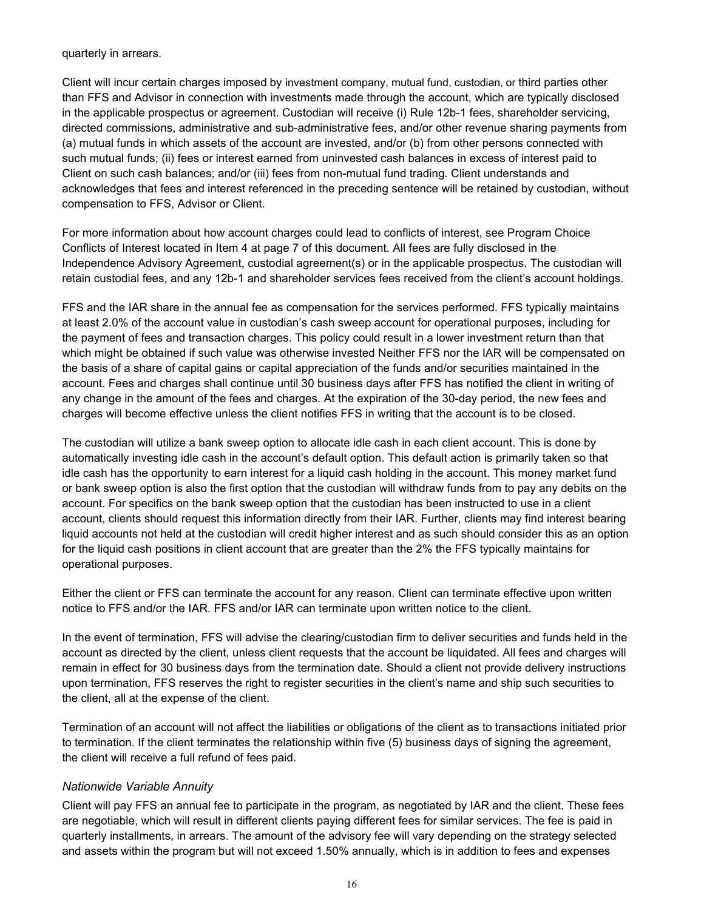quarterly in arrears.

Client will incur certain charges imposed by investment company, mutual fund, custodian, or third parties other than FFS and Advisor in connection with investments made through the account, which are typically disclosed in the applicable prospectus or agreement. Custodian will receive (i) Rule 12b-1 fees, shareholder servicing, directed commissions, administrative and sub-administrative fees, and/or other revenue sharing payments from (a) mutual funds in which assets of the account are invested, and/or (b) from other persons connected with such mutual funds; (ii) fees or interest earned from uninvested cash balances in excess of interest paid to Client on such cash balances; and/or (iii) fees from non-mutual fund trading. Client understands and acknowledges that fees and interest referenced in the preceding sentence will be retained by custodian, without compensation to FFS, Advisor or Client.

For more information about how account charges could lead to conflicts of interest, see Program Choice Conflicts of Interest located in Item 4 at page 7 of this document. All fees are fully disclosed in the Independence Advisory Agreement, custodial agreement(s) or in the applicable prospectus. The custodian will retain custodial fees, and any 12b-1 and shareholder services fees received from the client's account holdings.

FFS and the IAR share in the annual fee as compensation for the services performed. FFS typically maintains at least 2.0% of the account value in custodian's cash sweep account for operational purposes, including for the payment of fees and transaction charges. This policy could result in a lower investment return than that which might be obtained if such value was otherwise invested Neither FFS nor the IAR will be compensated on the basis of a share of capital gains or capital appreciation of the funds and/or securities maintained in the account. Fees and charges shall continue until 30 business days after FFS has notified the client in writing of any change in the amount of the fees and charges. At the expiration of the 30-day period, the new fees and charges will become effective unless the client notifies FFS in writing that the account is to be closed.

The custodian will utilize a bank sweep option to allocate idle cash in each client account. This is done by automatically investing idle cash in the account's default option. This default action is primarily taken so that idle cash has the opportunity to earn interest for a liquid cash holding in the account. This money market fund or bank sweep option is also the first option that the custodian will withdraw funds from to pay any debits on the account. For specifics on the bank sweep option that the custodian has been instructed to use in a client account, clients should request this information directly from their IAR. Further, clients may find interest bearing liquid accounts not held at the custodian will credit higher interest and as such should consider this as an option for the liquid cash positions in client account that are greater than the 2% the FFS typically maintains for operational purposes.

Either the client or FFS can terminate the account for any reason. Client can terminate effective upon written notice to FFS and/or the IAR. FFS and/or IAR can terminate upon written notice to the client.

In the event of termination, FFS will advise the clearing/custodian firm to deliver securities and funds held in the account as directed by the client, unless client requests that the account be liquidated. All fees and charges will remain in effect for 30 business days from the termination date. Should a client not provide delivery instructions upon termination, FFS reserves the right to register securities in the client's name and ship such securities to the client, all at the expense of the client.

Termination of an account will not affect the liabilities or obligations of the client as to transactions initiated prior to termination. If the client terminates the relationship within five (5) business days of signing the agreement, the client will receive a full refund of fees paid.

*Nationwide Variable Annuity*

Client will pay FFS an annual fee to participate in the program, as negotiated by IAR and the client. These fees are negotiable, which will result in different clients paying different fees for similar services. The fee is paid in quarterly installments, in arrears. The amount of the advisory fee will vary depending on the strategy selected and assets within the program but will not exceed 1.50% annually, which is in addition to fees and expenses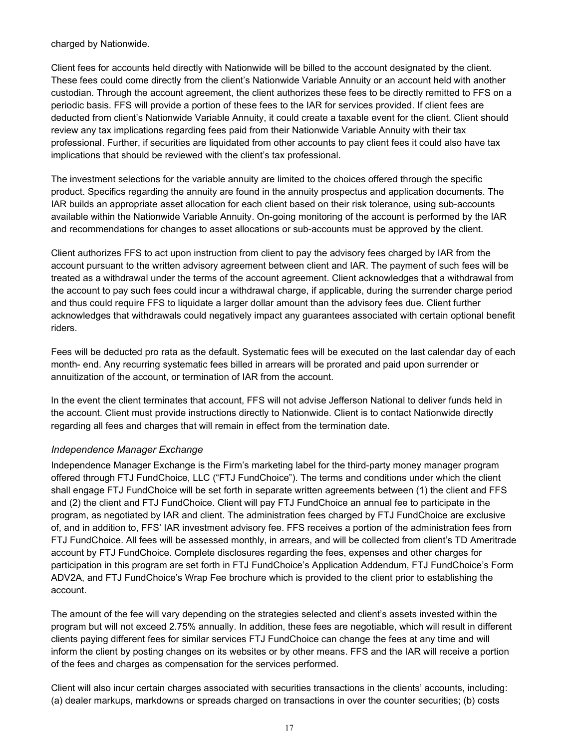charged by Nationwide.

Client fees for accounts held directly with Nationwide will be billed to the account designated by the client. These fees could come directly from the client's Nationwide Variable Annuity or an account held with another custodian. Through the account agreement, the client authorizes these fees to be directly remitted to FFS on a periodic basis. FFS will provide a portion of these fees to the IAR for services provided. If client fees are deducted from client's Nationwide Variable Annuity, it could create a taxable event for the client. Client should review any tax implications regarding fees paid from their Nationwide Variable Annuity with their tax professional. Further, if securities are liquidated from other accounts to pay client fees it could also have tax implications that should be reviewed with the client's tax professional.

The investment selections for the variable annuity are limited to the choices offered through the specific product. Specifics regarding the annuity are found in the annuity prospectus and application documents. The IAR builds an appropriate asset allocation for each client based on their risk tolerance, using sub-accounts available within the Nationwide Variable Annuity. On-going monitoring of the account is performed by the IAR and recommendations for changes to asset allocations or sub-accounts must be approved by the client.

Client authorizes FFS to act upon instruction from client to pay the advisory fees charged by IAR from the account pursuant to the written advisory agreement between client and IAR. The payment of such fees will be treated as a withdrawal under the terms of the account agreement. Client acknowledges that a withdrawal from the account to pay such fees could incur a withdrawal charge, if applicable, during the surrender charge period and thus could require FFS to liquidate a larger dollar amount than the advisory fees due. Client further acknowledges that withdrawals could negatively impact any guarantees associated with certain optional benefit riders.

Fees will be deducted pro rata as the default. Systematic fees will be executed on the last calendar day of each month- end. Any recurring systematic fees billed in arrears will be prorated and paid upon surrender or annuitization of the account, or termination of IAR from the account.

In the event the client terminates that account, FFS will not advise Jefferson National to deliver funds held in the account. Client must provide instructions directly to Nationwide. Client is to contact Nationwide directly regarding all fees and charges that will remain in effect from the termination date.

*Independence Manager Exchange*

Independence Manager Exchange is the Firm's marketing label for the third-party money manager program offered through FTJ FundChoice, LLC ("FTJ FundChoice"). The terms and conditions under which the client shall engage FTJ FundChoice will be set forth in separate written agreements between (1) the client and FFS and (2) the client and FTJ FundChoice. Client will pay FTJ FundChoice an annual fee to participate in the program, as negotiated by IAR and client. The administration fees charged by FTJ FundChoice are exclusive of, and in addition to, FFS' IAR investment advisory fee. FFS receives a portion of the administration fees from FTJ FundChoice. All fees will be assessed monthly, in arrears, and will be collected from client's TD Ameritrade account by FTJ FundChoice. Complete disclosures regarding the fees, expenses and other charges for participation in this program are set forth in FTJ FundChoice's Application Addendum, FTJ FundChoice's Form ADV2A, and FTJ FundChoice's Wrap Fee brochure which is provided to the client prior to establishing the account.

The amount of the fee will vary depending on the strategies selected and client's assets invested within the program but will not exceed 2.75% annually. In addition, these fees are negotiable, which will result in different clients paying different fees for similar services FTJ FundChoice can change the fees at any time and will inform the client by posting changes on its websites or by other means. FFS and the IAR will receive a portion of the fees and charges as compensation for the services performed.

Client will also incur certain charges associated with securities transactions in the clients' accounts, including: (a) dealer markups, markdowns or spreads charged on transactions in over the counter securities; (b) costs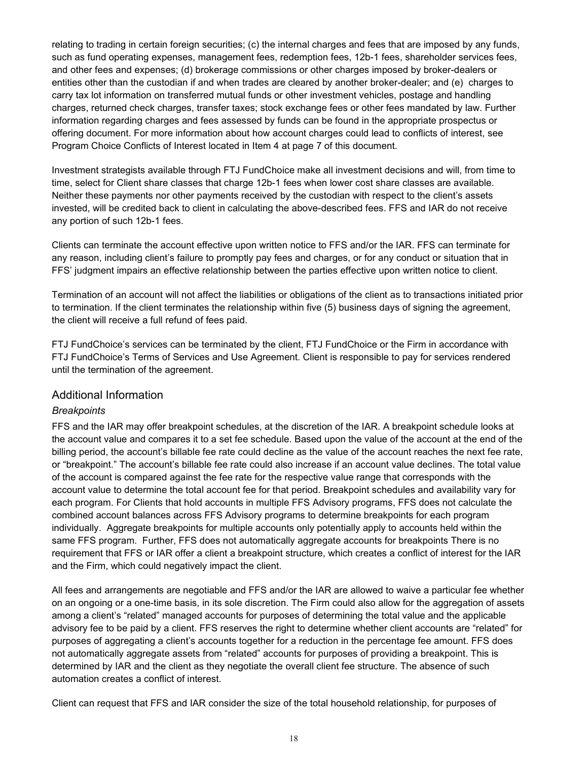relating to trading in certain foreign securities; (c) the internal charges and fees that are imposed by any funds, such as fund operating expenses, management fees, redemption fees, 12b-1 fees, shareholder services fees, and other fees and expenses; (d) brokerage commissions or other charges imposed by broker-dealers or entities other than the custodian if and when trades are cleared by another broker-dealer; and (e) charges to carry tax lot information on transferred mutual funds or other investment vehicles, postage and handling charges, returned check charges, transfer taxes; stock exchange fees or other fees mandated by law. Further information regarding charges and fees assessed by funds can be found in the appropriate prospectus or offering document. For more information about how account charges could lead to conflicts of interest, see Program Choice Conflicts of Interest located in Item 4 at page 7 of this document.

Investment strategists available through FTJ FundChoice make all investment decisions and will, from time to time, select for Client share classes that charge 12b-1 fees when lower cost share classes are available. Neither these payments nor other payments received by the custodian with respect to the client's assets invested, will be credited back to client in calculating the above-described fees. FFS and IAR do not receive any portion of such 12b-1 fees.

Clients can terminate the account effective upon written notice to FFS and/or the IAR. FFS can terminate for any reason, including client's failure to promptly pay fees and charges, or for any conduct or situation that in FFS' judgment impairs an effective relationship between the parties effective upon written notice to client.

Termination of an account will not affect the liabilities or obligations of the client as to transactions initiated prior to termination. If the client terminates the relationship within five (5) business days of signing the agreement, the client will receive a full refund of fees paid.

FTJ FundChoice's services can be terminated by the client, FTJ FundChoice or the Firm in accordance with FTJ FundChoice's Terms of Services and Use Agreement. Client is responsible to pay for services rendered until the termination of the agreement.

## Additional Information

### *Breakpoints*

FFS and the IAR may offer breakpoint schedules, at the discretion of the IAR. A breakpoint schedule looks at the account value and compares it to a set fee schedule. Based upon the value of the account at the end of the billing period, the account's billable fee rate could decline as the value of the account reaches the next fee rate, or "breakpoint." The account's billable fee rate could also increase if an account value declines. The total value of the account is compared against the fee rate for the respective value range that corresponds with the account value to determine the total account fee for that period. Breakpoint schedules and availability vary for each program. For Clients that hold accounts in multiple FFS Advisory programs, FFS does not calculate the combined account balances across FFS Advisory programs to determine breakpoints for each program individually. Aggregate breakpoints for multiple accounts only potentially apply to accounts held within the same FFS program. Further, FFS does not automatically aggregate accounts for breakpoints There is no requirement that FFS or IAR offer a client a breakpoint structure, which creates a conflict of interest for the IAR and the Firm, which could negatively impact the client.

All fees and arrangements are negotiable and FFS and/or the IAR are allowed to waive a particular fee whether on an ongoing or a one-time basis, in its sole discretion. The Firm could also allow for the aggregation of assets among a client's "related" managed accounts for purposes of determining the total value and the applicable advisory fee to be paid by a client. FFS reserves the right to determine whether client accounts are "related" for purposes of aggregating a client's accounts together for a reduction in the percentage fee amount. FFS does not automatically aggregate assets from "related" accounts for purposes of providing a breakpoint. This is determined by IAR and the client as they negotiate the overall client fee structure. The absence of such automation creates a conflict of interest.

Client can request that FFS and IAR consider the size of the total household relationship, for purposes of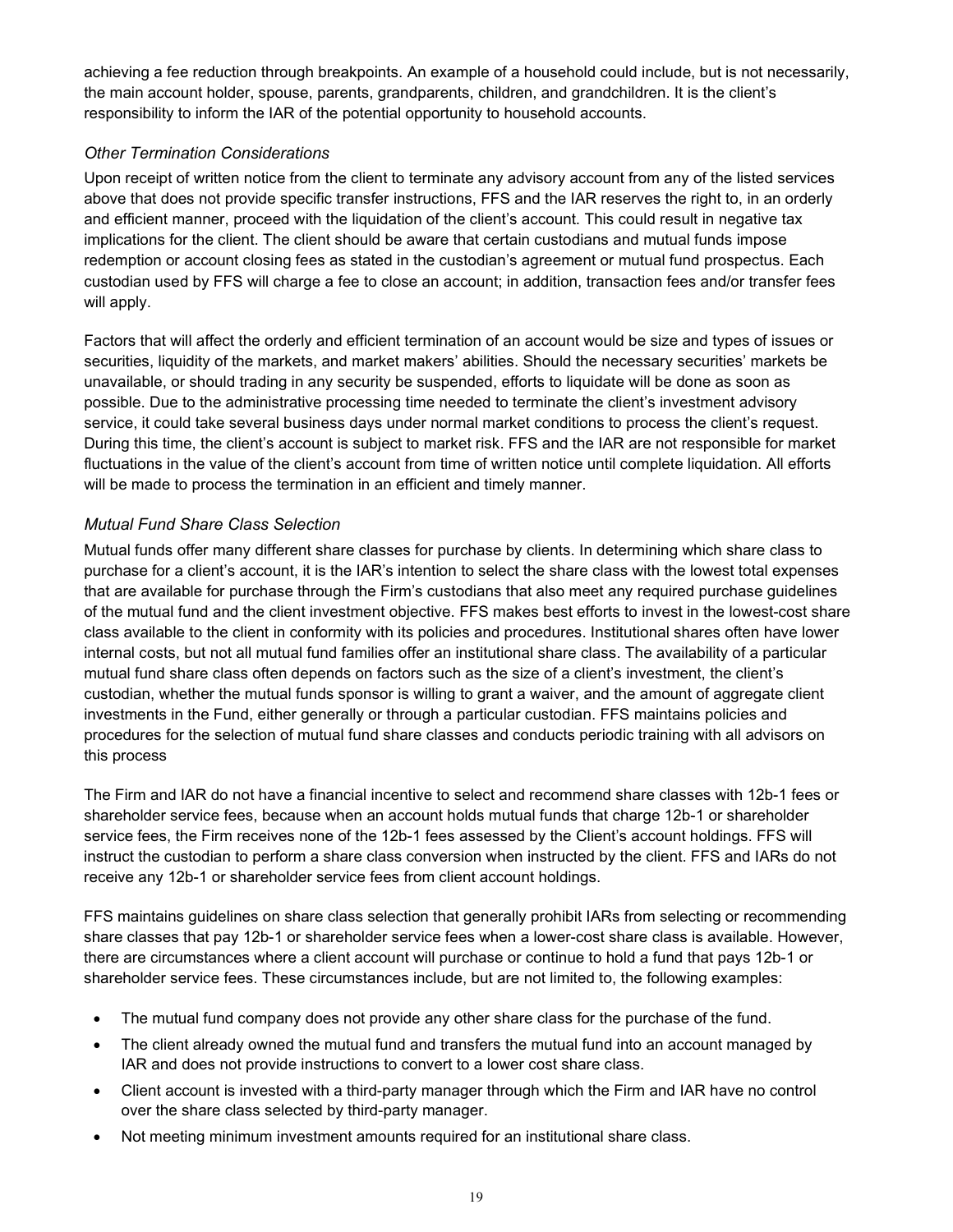achieving a fee reduction through breakpoints. An example of a household could include, but is not necessarily, the main account holder, spouse, parents, grandparents, children, and grandchildren. It is the client's responsibility to inform the IAR of the potential opportunity to household accounts.

### *Other Termination Considerations*

Upon receipt of written notice from the client to terminate any advisory account from any of the listed services above that does not provide specific transfer instructions, FFS and the IAR reserves the right to, in an orderly and efficient manner, proceed with the liquidation of the client's account. This could result in negative tax implications for the client. The client should be aware that certain custodians and mutual funds impose redemption or account closing fees as stated in the custodian's agreement or mutual fund prospectus. Each custodian used by FFS will charge a fee to close an account; in addition, transaction fees and/or transfer fees will apply.

Factors that will affect the orderly and efficient termination of an account would be size and types of issues or securities, liquidity of the markets, and market makers' abilities. Should the necessary securities' markets be unavailable, or should trading in any security be suspended, efforts to liquidate will be done as soon as possible. Due to the administrative processing time needed to terminate the client's investment advisory service, it could take several business days under normal market conditions to process the client's request. During this time, the client's account is subject to market risk. FFS and the IAR are not responsible for market fluctuations in the value of the client's account from time of written notice until complete liquidation. All efforts will be made to process the termination in an efficient and timely manner.

### *Mutual Fund Share Class Selection*

Mutual funds offer many different share classes for purchase by clients. In determining which share class to purchase for a client's account, it is the IAR's intention to select the share class with the lowest total expenses that are available for purchase through the Firm's custodians that also meet any required purchase guidelines of the mutual fund and the client investment objective. FFS makes best efforts to invest in the lowest-cost share class available to the client in conformity with its policies and procedures. Institutional shares often have lower internal costs, but not all mutual fund families offer an institutional share class. The availability of a particular mutual fund share class often depends on factors such as the size of a client's investment, the client's custodian, whether the mutual funds sponsor is willing to grant a waiver, and the amount of aggregate client investments in the Fund, either generally or through a particular custodian. FFS maintains policies and procedures for the selection of mutual fund share classes and conducts periodic training with all advisors on this process

The Firm and IAR do not have a financial incentive to select and recommend share classes with 12b-1 fees or shareholder service fees, because when an account holds mutual funds that charge 12b-1 or shareholder service fees, the Firm receives none of the 12b-1 fees assessed by the Client's account holdings. FFS will instruct the custodian to perform a share class conversion when instructed by the client. FFS and IARs do not receive any 12b-1 or shareholder service fees from client account holdings.

FFS maintains guidelines on share class selection that generally prohibit IARs from selecting or recommending share classes that pay 12b-1 or shareholder service fees when a lower-cost share class is available. However, there are circumstances where a client account will purchase or continue to hold a fund that pays 12b-1 or shareholder service fees. These circumstances include, but are not limited to, the following examples:

- The mutual fund company does not provide any other share class for the purchase of the fund.
- The client already owned the mutual fund and transfers the mutual fund into an account managed by IAR and does not provide instructions to convert to a lower cost share class.
- Client account is invested with a third-party manager through which the Firm and IAR have no control over the share class selected by third-party manager.
- Not meeting minimum investment amounts required for an institutional share class.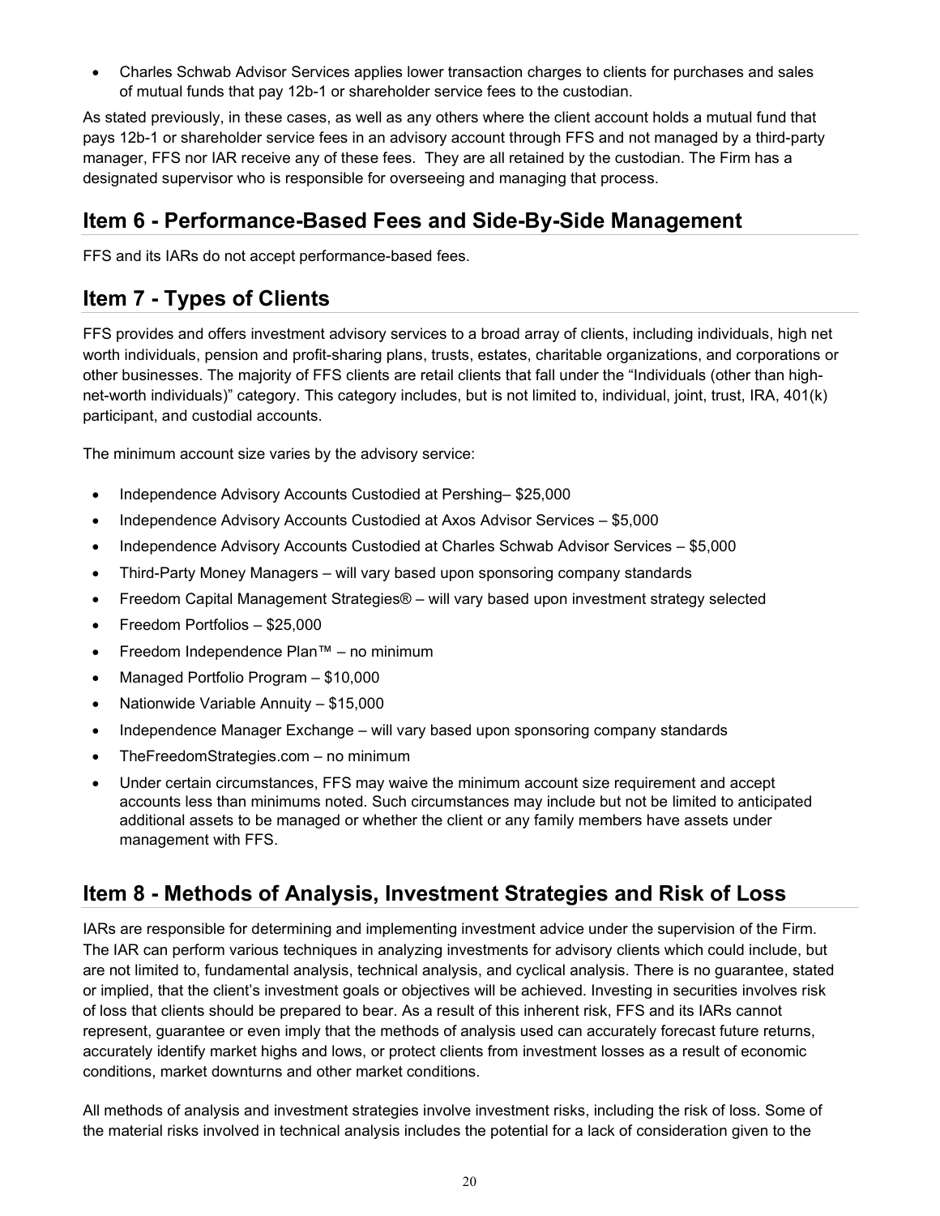- Charles Schwab Advisor Services applies lower transaction charges to clients for purchases and sales of mutual funds that pay 12b-1 or shareholder service fees to the custodian.

As stated previously, in these cases, as well as any others where the client account holds a mutual fund that pays 12b-1 or shareholder service fees in an advisory account through FFS and not managed by a third-party manager, FFS nor IAR receive any of these fees. They are all retained by the custodian. The Firm has a designated supervisor who is responsible for overseeing and managing that process.

## Item 6 - Performance-Based Fees and Side-By-Side Management

FFS and its IARs do not accept performance-based fees.

## Item 7 - Types of Clients

FFS provides and offers investment advisory services to a broad array of clients, including individuals, high net worth individuals, pension and profit-sharing plans, trusts, estates, charitable organizations, and corporations or other businesses. The majority of FFS clients are retail clients that fall under the "Individuals (other than high-net-worth individuals)" category. This category includes, but is not limited to, individual, joint, trust, IRA, 401(k) participant, and custodial accounts.

The minimum account size varies by the advisory service:

- Independence Advisory Accounts Custodied at Pershing– $25,000
- Independence Advisory Accounts Custodied at Axos Advisor Services – $5,000
- Independence Advisory Accounts Custodied at Charles Schwab Advisor Services – $5,000
- Third-Party Money Managers – will vary based upon sponsoring company standards
- Freedom Capital Management Strategies® – will vary based upon investment strategy selected
- Freedom Portfolios – $25,000
- Freedom Independence Plan™ – no minimum
- Managed Portfolio Program – $10,000
- Nationwide Variable Annuity – $15,000
- Independence Manager Exchange – will vary based upon sponsoring company standards
- TheFreedomStrategies.com – no minimum
- Under certain circumstances, FFS may waive the minimum account size requirement and accept accounts less than minimums noted. Such circumstances may include but not be limited to anticipated additional assets to be managed or whether the client or any family members have assets under management with FFS.

## Item 8 - Methods of Analysis, Investment Strategies and Risk of Loss

IARs are responsible for determining and implementing investment advice under the supervision of the Firm. The IAR can perform various techniques in analyzing investments for advisory clients which could include, but are not limited to, fundamental analysis, technical analysis, and cyclical analysis. There is no guarantee, stated or implied, that the client's investment goals or objectives will be achieved. Investing in securities involves risk of loss that clients should be prepared to bear. As a result of this inherent risk, FFS and its IARs cannot represent, guarantee or even imply that the methods of analysis used can accurately forecast future returns, accurately identify market highs and lows, or protect clients from investment losses as a result of economic conditions, market downturns and other market conditions.

All methods of analysis and investment strategies involve investment risks, including the risk of loss. Some of the material risks involved in technical analysis includes the potential for a lack of consideration given to the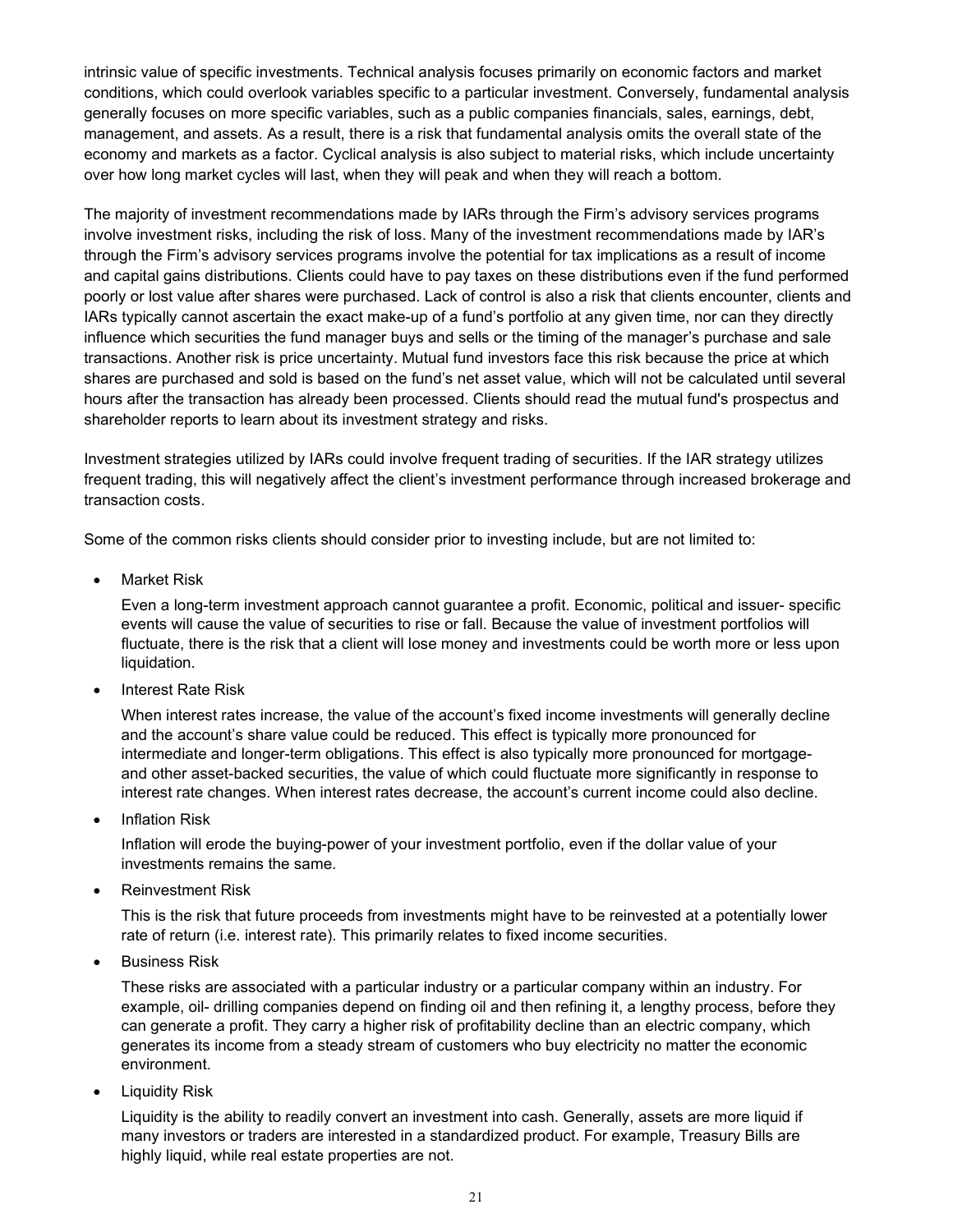intrinsic value of specific investments. Technical analysis focuses primarily on economic factors and market conditions, which could overlook variables specific to a particular investment. Conversely, fundamental analysis generally focuses on more specific variables, such as a public companies financials, sales, earnings, debt, management, and assets. As a result, there is a risk that fundamental analysis omits the overall state of the economy and markets as a factor. Cyclical analysis is also subject to material risks, which include uncertainty over how long market cycles will last, when they will peak and when they will reach a bottom.

The majority of investment recommendations made by IARs through the Firm's advisory services programs involve investment risks, including the risk of loss. Many of the investment recommendations made by IAR's through the Firm's advisory services programs involve the potential for tax implications as a result of income and capital gains distributions. Clients could have to pay taxes on these distributions even if the fund performed poorly or lost value after shares were purchased. Lack of control is also a risk that clients encounter, clients and IARs typically cannot ascertain the exact make-up of a fund's portfolio at any given time, nor can they directly influence which securities the fund manager buys and sells or the timing of the manager's purchase and sale transactions. Another risk is price uncertainty. Mutual fund investors face this risk because the price at which shares are purchased and sold is based on the fund's net asset value, which will not be calculated until several hours after the transaction has already been processed. Clients should read the mutual fund's prospectus and shareholder reports to learn about its investment strategy and risks.

Investment strategies utilized by IARs could involve frequent trading of securities. If the IAR strategy utilizes frequent trading, this will negatively affect the client's investment performance through increased brokerage and transaction costs.

Some of the common risks clients should consider prior to investing include, but are not limited to:

- Market Risk

  Even a long-term investment approach cannot guarantee a profit. Economic, political and issuer- specific events will cause the value of securities to rise or fall. Because the value of investment portfolios will fluctuate, there is the risk that a client will lose money and investments could be worth more or less upon liquidation.

- Interest Rate Risk

  When interest rates increase, the value of the account's fixed income investments will generally decline and the account's share value could be reduced. This effect is typically more pronounced for intermediate and longer-term obligations. This effect is also typically more pronounced for mortgage- and other asset-backed securities, the value of which could fluctuate more significantly in response to interest rate changes. When interest rates decrease, the account's current income could also decline.

- Inflation Risk

  Inflation will erode the buying-power of your investment portfolio, even if the dollar value of your investments remains the same.

- Reinvestment Risk

  This is the risk that future proceeds from investments might have to be reinvested at a potentially lower rate of return (i.e. interest rate). This primarily relates to fixed income securities.

- Business Risk

  These risks are associated with a particular industry or a particular company within an industry. For example, oil- drilling companies depend on finding oil and then refining it, a lengthy process, before they can generate a profit. They carry a higher risk of profitability decline than an electric company, which generates its income from a steady stream of customers who buy electricity no matter the economic environment.

- Liquidity Risk

  Liquidity is the ability to readily convert an investment into cash. Generally, assets are more liquid if many investors or traders are interested in a standardized product. For example, Treasury Bills are highly liquid, while real estate properties are not.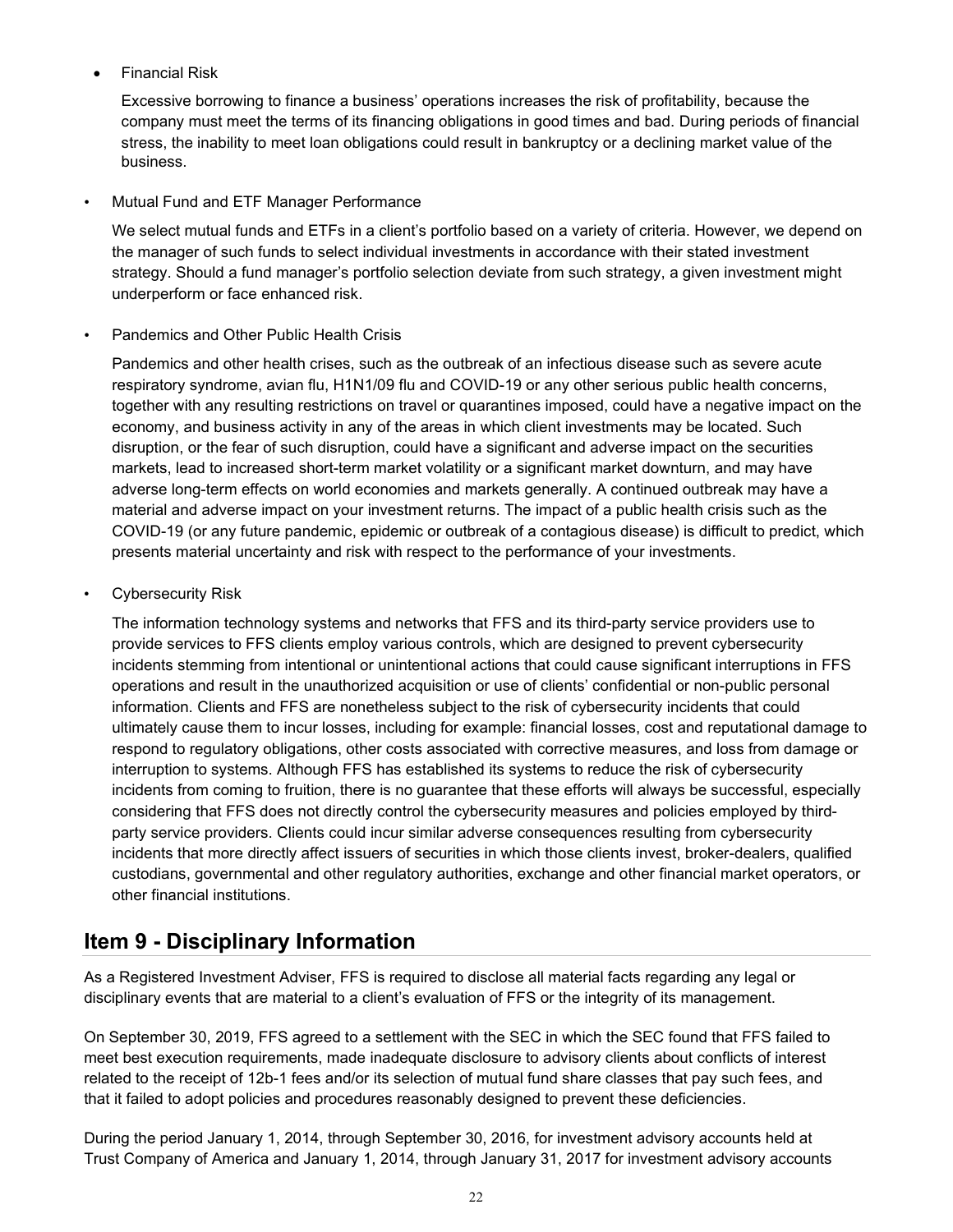- Financial Risk

  Excessive borrowing to finance a business' operations increases the risk of profitability, because the company must meet the terms of its financing obligations in good times and bad. During periods of financial stress, the inability to meet loan obligations could result in bankruptcy or a declining market value of the business.

- Mutual Fund and ETF Manager Performance

  We select mutual funds and ETFs in a client's portfolio based on a variety of criteria. However, we depend on the manager of such funds to select individual investments in accordance with their stated investment strategy. Should a fund manager's portfolio selection deviate from such strategy, a given investment might underperform or face enhanced risk.

- Pandemics and Other Public Health Crisis

  Pandemics and other health crises, such as the outbreak of an infectious disease such as severe acute respiratory syndrome, avian flu, H1N1/09 flu and COVID-19 or any other serious public health concerns, together with any resulting restrictions on travel or quarantines imposed, could have a negative impact on the economy, and business activity in any of the areas in which client investments may be located. Such disruption, or the fear of such disruption, could have a significant and adverse impact on the securities markets, lead to increased short-term market volatility or a significant market downturn, and may have adverse long-term effects on world economies and markets generally. A continued outbreak may have a material and adverse impact on your investment returns. The impact of a public health crisis such as the COVID-19 (or any future pandemic, epidemic or outbreak of a contagious disease) is difficult to predict, which presents material uncertainty and risk with respect to the performance of your investments.

- Cybersecurity Risk

  The information technology systems and networks that FFS and its third-party service providers use to provide services to FFS clients employ various controls, which are designed to prevent cybersecurity incidents stemming from intentional or unintentional actions that could cause significant interruptions in FFS operations and result in the unauthorized acquisition or use of clients' confidential or non-public personal information. Clients and FFS are nonetheless subject to the risk of cybersecurity incidents that could ultimately cause them to incur losses, including for example: financial losses, cost and reputational damage to respond to regulatory obligations, other costs associated with corrective measures, and loss from damage or interruption to systems. Although FFS has established its systems to reduce the risk of cybersecurity incidents from coming to fruition, there is no guarantee that these efforts will always be successful, especially considering that FFS does not directly control the cybersecurity measures and policies employed by third-party service providers. Clients could incur similar adverse consequences resulting from cybersecurity incidents that more directly affect issuers of securities in which those clients invest, broker-dealers, qualified custodians, governmental and other regulatory authorities, exchange and other financial market operators, or other financial institutions.

## Item 9 - Disciplinary Information

As a Registered Investment Adviser, FFS is required to disclose all material facts regarding any legal or disciplinary events that are material to a client's evaluation of FFS or the integrity of its management.

On September 30, 2019, FFS agreed to a settlement with the SEC in which the SEC found that FFS failed to meet best execution requirements, made inadequate disclosure to advisory clients about conflicts of interest related to the receipt of 12b-1 fees and/or its selection of mutual fund share classes that pay such fees, and that it failed to adopt policies and procedures reasonably designed to prevent these deficiencies.

During the period January 1, 2014, through September 30, 2016, for investment advisory accounts held at Trust Company of America and January 1, 2014, through January 31, 2017 for investment advisory accounts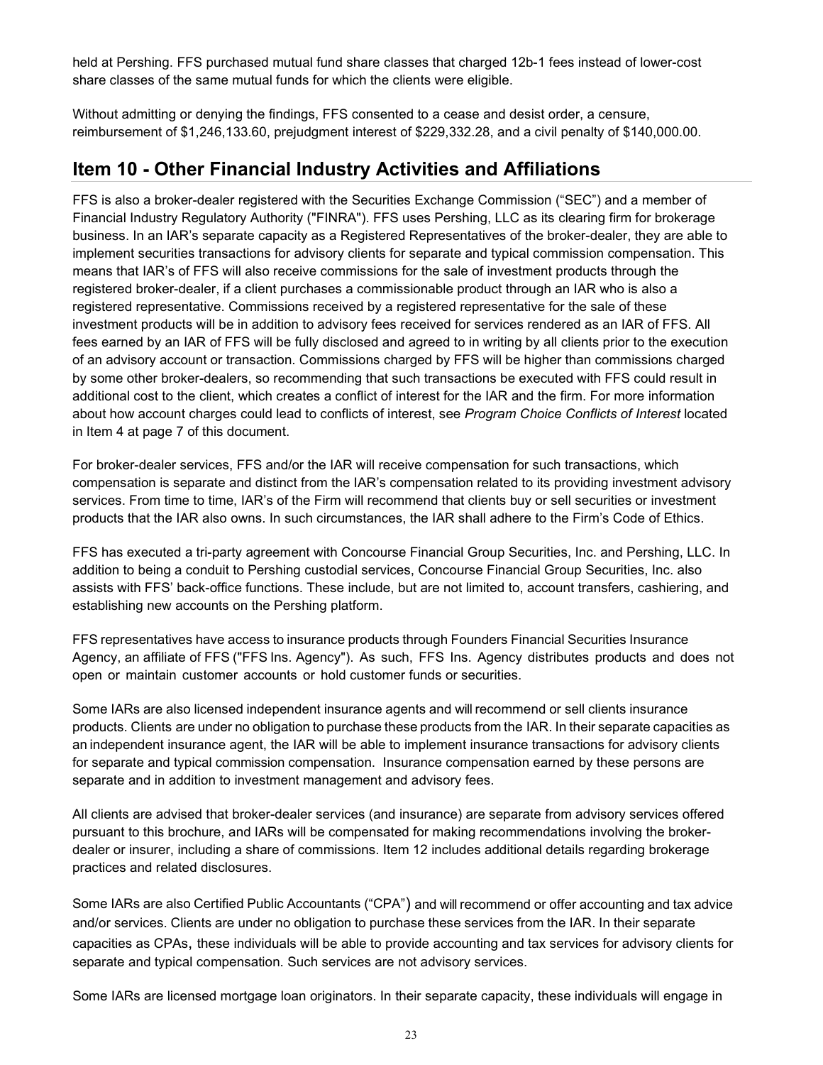held at Pershing. FFS purchased mutual fund share classes that charged 12b-1 fees instead of lower-cost share classes of the same mutual funds for which the clients were eligible.

Without admitting or denying the findings, FFS consented to a cease and desist order, a censure, reimbursement of $1,246,133.60, prejudgment interest of $229,332.28, and a civil penalty of $140,000.00.

## Item 10 - Other Financial Industry Activities and Affiliations

FFS is also a broker-dealer registered with the Securities Exchange Commission ("SEC") and a member of Financial Industry Regulatory Authority ("FINRA"). FFS uses Pershing, LLC as its clearing firm for brokerage business. In an IAR's separate capacity as a Registered Representatives of the broker-dealer, they are able to implement securities transactions for advisory clients for separate and typical commission compensation. This means that IAR's of FFS will also receive commissions for the sale of investment products through the registered broker-dealer, if a client purchases a commissionable product through an IAR who is also a registered representative. Commissions received by a registered representative for the sale of these investment products will be in addition to advisory fees received for services rendered as an IAR of FFS. All fees earned by an IAR of FFS will be fully disclosed and agreed to in writing by all clients prior to the execution of an advisory account or transaction. Commissions charged by FFS will be higher than commissions charged by some other broker-dealers, so recommending that such transactions be executed with FFS could result in additional cost to the client, which creates a conflict of interest for the IAR and the firm. For more information about how account charges could lead to conflicts of interest, see *Program Choice Conflicts of Interest* located in Item 4 at page 7 of this document.

For broker-dealer services, FFS and/or the IAR will receive compensation for such transactions, which compensation is separate and distinct from the IAR's compensation related to its providing investment advisory services. From time to time, IAR's of the Firm will recommend that clients buy or sell securities or investment products that the IAR also owns. In such circumstances, the IAR shall adhere to the Firm's Code of Ethics.

FFS has executed a tri-party agreement with Concourse Financial Group Securities, Inc. and Pershing, LLC. In addition to being a conduit to Pershing custodial services, Concourse Financial Group Securities, Inc. also assists with FFS' back-office functions. These include, but are not limited to, account transfers, cashiering, and establishing new accounts on the Pershing platform.

FFS representatives have access to insurance products through Founders Financial Securities Insurance Agency, an affiliate of FFS ("FFS Ins. Agency"). As such, FFS Ins. Agency distributes products and does not open or maintain customer accounts or hold customer funds or securities.

Some IARs are also licensed independent insurance agents and will recommend or sell clients insurance products. Clients are under no obligation to purchase these products from the IAR. In their separate capacities as an independent insurance agent, the IAR will be able to implement insurance transactions for advisory clients for separate and typical commission compensation. Insurance compensation earned by these persons are separate and in addition to investment management and advisory fees.

All clients are advised that broker-dealer services (and insurance) are separate from advisory services offered pursuant to this brochure, and IARs will be compensated for making recommendations involving the broker-dealer or insurer, including a share of commissions. Item 12 includes additional details regarding brokerage practices and related disclosures.

Some IARs are also Certified Public Accountants ("CPA") and will recommend or offer accounting and tax advice and/or services. Clients are under no obligation to purchase these services from the IAR. In their separate capacities as CPAs, these individuals will be able to provide accounting and tax services for advisory clients for separate and typical compensation. Such services are not advisory services.

Some IARs are licensed mortgage loan originators. In their separate capacity, these individuals will engage in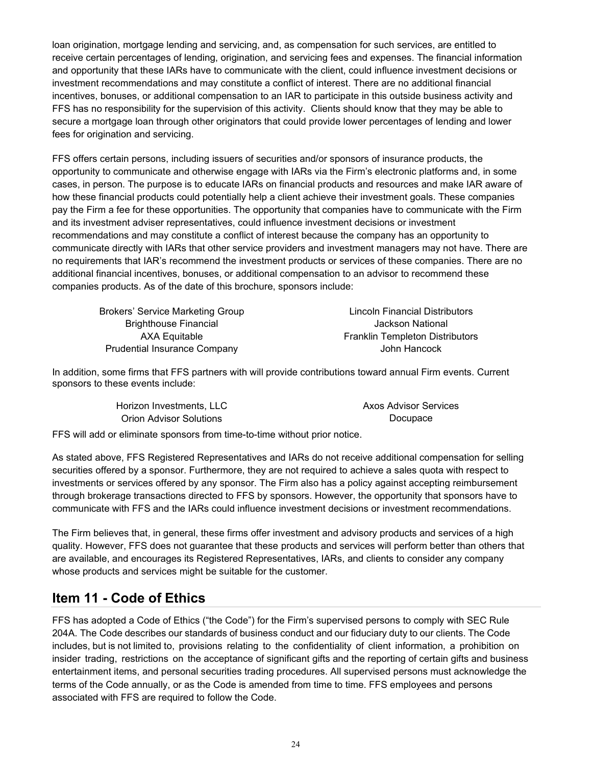loan origination, mortgage lending and servicing, and, as compensation for such services, are entitled to receive certain percentages of lending, origination, and servicing fees and expenses. The financial information and opportunity that these IARs have to communicate with the client, could influence investment decisions or investment recommendations and may constitute a conflict of interest. There are no additional financial incentives, bonuses, or additional compensation to an IAR to participate in this outside business activity and FFS has no responsibility for the supervision of this activity. Clients should know that they may be able to secure a mortgage loan through other originators that could provide lower percentages of lending and lower fees for origination and servicing.

FFS offers certain persons, including issuers of securities and/or sponsors of insurance products, the opportunity to communicate and otherwise engage with IARs via the Firm's electronic platforms and, in some cases, in person. The purpose is to educate IARs on financial products and resources and make IAR aware of how these financial products could potentially help a client achieve their investment goals. These companies pay the Firm a fee for these opportunities. The opportunity that companies have to communicate with the Firm and its investment adviser representatives, could influence investment decisions or investment recommendations and may constitute a conflict of interest because the company has an opportunity to communicate directly with IARs that other service providers and investment managers may not have. There are no requirements that IAR's recommend the investment products or services of these companies. There are no additional financial incentives, bonuses, or additional compensation to an advisor to recommend these companies products. As of the date of this brochure, sponsors include:

- Brokers' Service Marketing Group
- Brighthouse Financial
- AXA Equitable
- Prudential Insurance Company
- Lincoln Financial Distributors
- Jackson National
- Franklin Templeton Distributors
- John Hancock

In addition, some firms that FFS partners with will provide contributions toward annual Firm events. Current sponsors to these events include:

- Horizon Investments, LLC
- Orion Advisor Solutions
- Axos Advisor Services
- Docupace

FFS will add or eliminate sponsors from time-to-time without prior notice.

As stated above, FFS Registered Representatives and IARs do not receive additional compensation for selling securities offered by a sponsor. Furthermore, they are not required to achieve a sales quota with respect to investments or services offered by any sponsor. The Firm also has a policy against accepting reimbursement through brokerage transactions directed to FFS by sponsors. However, the opportunity that sponsors have to communicate with FFS and the IARs could influence investment decisions or investment recommendations.

The Firm believes that, in general, these firms offer investment and advisory products and services of a high quality. However, FFS does not guarantee that these products and services will perform better than others that are available, and encourages its Registered Representatives, IARs, and clients to consider any company whose products and services might be suitable for the customer.

## Item 11 - Code of Ethics

FFS has adopted a Code of Ethics ("the Code") for the Firm's supervised persons to comply with SEC Rule 204A. The Code describes our standards of business conduct and our fiduciary duty to our clients. The Code includes, but is not limited to, provisions relating to the confidentiality of client information, a prohibition on insider trading, restrictions on the acceptance of significant gifts and the reporting of certain gifts and business entertainment items, and personal securities trading procedures. All supervised persons must acknowledge the terms of the Code annually, or as the Code is amended from time to time. FFS employees and persons associated with FFS are required to follow the Code.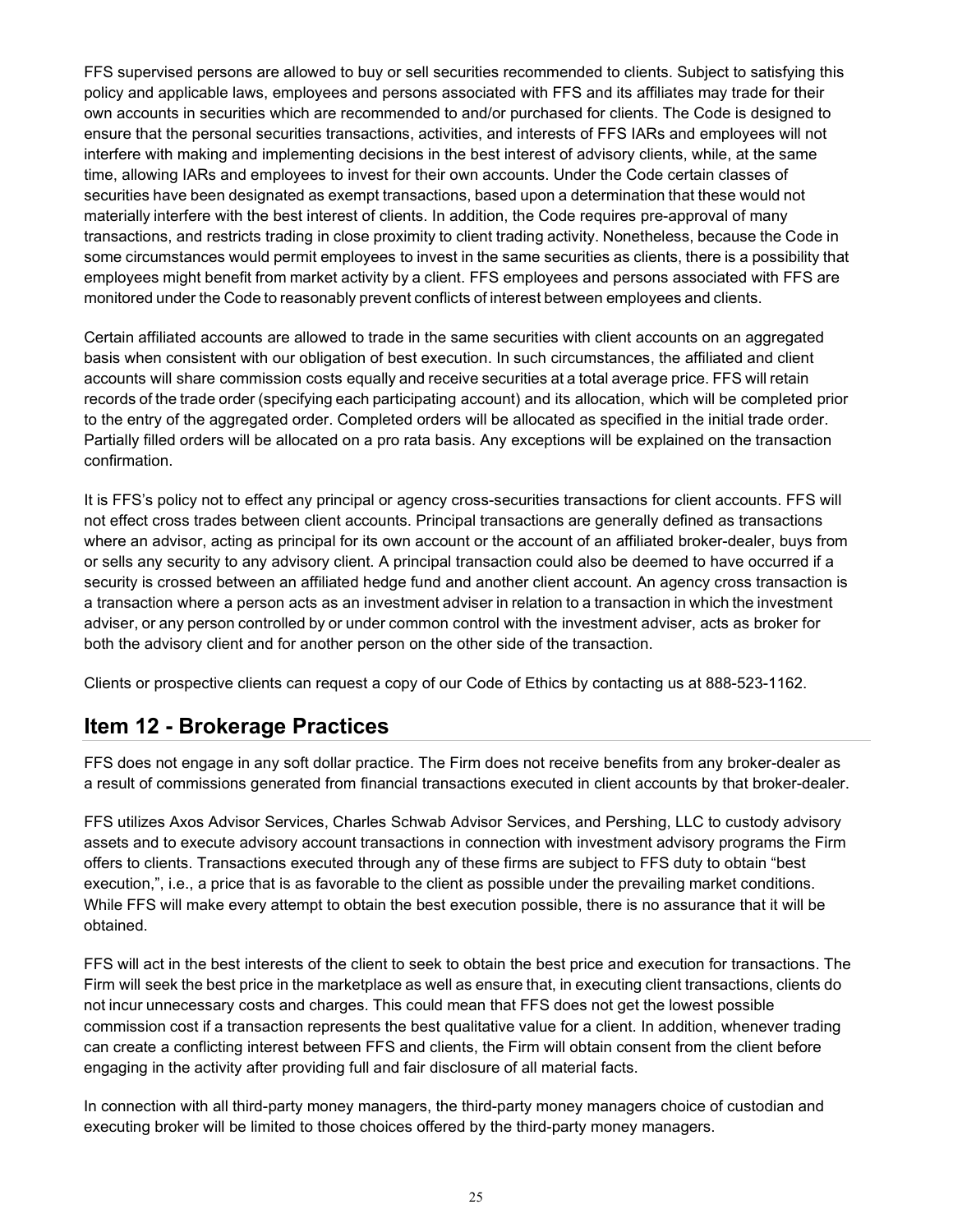FFS supervised persons are allowed to buy or sell securities recommended to clients. Subject to satisfying this policy and applicable laws, employees and persons associated with FFS and its affiliates may trade for their own accounts in securities which are recommended to and/or purchased for clients. The Code is designed to ensure that the personal securities transactions, activities, and interests of FFS IARs and employees will not interfere with making and implementing decisions in the best interest of advisory clients, while, at the same time, allowing IARs and employees to invest for their own accounts. Under the Code certain classes of securities have been designated as exempt transactions, based upon a determination that these would not materially interfere with the best interest of clients. In addition, the Code requires pre-approval of many transactions, and restricts trading in close proximity to client trading activity. Nonetheless, because the Code in some circumstances would permit employees to invest in the same securities as clients, there is a possibility that employees might benefit from market activity by a client. FFS employees and persons associated with FFS are monitored under the Code to reasonably prevent conflicts of interest between employees and clients.

Certain affiliated accounts are allowed to trade in the same securities with client accounts on an aggregated basis when consistent with our obligation of best execution. In such circumstances, the affiliated and client accounts will share commission costs equally and receive securities at a total average price. FFS will retain records of the trade order (specifying each participating account) and its allocation, which will be completed prior to the entry of the aggregated order. Completed orders will be allocated as specified in the initial trade order. Partially filled orders will be allocated on a pro rata basis. Any exceptions will be explained on the transaction confirmation.

It is FFS's policy not to effect any principal or agency cross-securities transactions for client accounts. FFS will not effect cross trades between client accounts. Principal transactions are generally defined as transactions where an advisor, acting as principal for its own account or the account of an affiliated broker-dealer, buys from or sells any security to any advisory client. A principal transaction could also be deemed to have occurred if a security is crossed between an affiliated hedge fund and another client account. An agency cross transaction is a transaction where a person acts as an investment adviser in relation to a transaction in which the investment adviser, or any person controlled by or under common control with the investment adviser, acts as broker for both the advisory client and for another person on the other side of the transaction.

Clients or prospective clients can request a copy of our Code of Ethics by contacting us at 888-523-1162.

## Item 12 - Brokerage Practices

FFS does not engage in any soft dollar practice. The Firm does not receive benefits from any broker-dealer as a result of commissions generated from financial transactions executed in client accounts by that broker-dealer.

FFS utilizes Axos Advisor Services, Charles Schwab Advisor Services, and Pershing, LLC to custody advisory assets and to execute advisory account transactions in connection with investment advisory programs the Firm offers to clients. Transactions executed through any of these firms are subject to FFS duty to obtain "best execution,", i.e., a price that is as favorable to the client as possible under the prevailing market conditions. While FFS will make every attempt to obtain the best execution possible, there is no assurance that it will be obtained.

FFS will act in the best interests of the client to seek to obtain the best price and execution for transactions. The Firm will seek the best price in the marketplace as well as ensure that, in executing client transactions, clients do not incur unnecessary costs and charges. This could mean that FFS does not get the lowest possible commission cost if a transaction represents the best qualitative value for a client. In addition, whenever trading can create a conflicting interest between FFS and clients, the Firm will obtain consent from the client before engaging in the activity after providing full and fair disclosure of all material facts.

In connection with all third-party money managers, the third-party money managers choice of custodian and executing broker will be limited to those choices offered by the third-party money managers.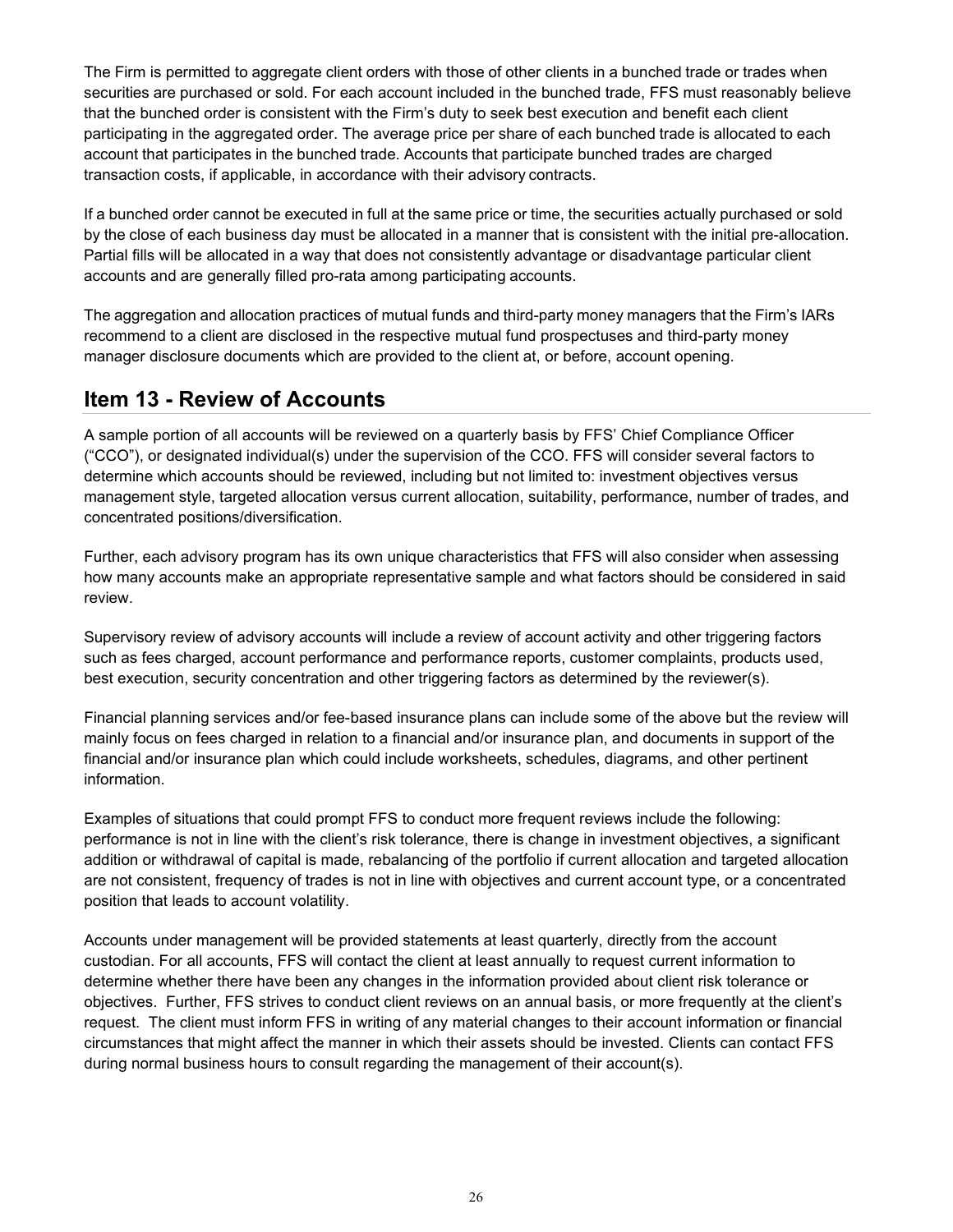The Firm is permitted to aggregate client orders with those of other clients in a bunched trade or trades when securities are purchased or sold. For each account included in the bunched trade, FFS must reasonably believe that the bunched order is consistent with the Firm's duty to seek best execution and benefit each client participating in the aggregated order. The average price per share of each bunched trade is allocated to each account that participates in the bunched trade. Accounts that participate bunched trades are charged transaction costs, if applicable, in accordance with their advisory contracts.

If a bunched order cannot be executed in full at the same price or time, the securities actually purchased or sold by the close of each business day must be allocated in a manner that is consistent with the initial pre-allocation. Partial fills will be allocated in a way that does not consistently advantage or disadvantage particular client accounts and are generally filled pro-rata among participating accounts.

The aggregation and allocation practices of mutual funds and third-party money managers that the Firm's IARs recommend to a client are disclosed in the respective mutual fund prospectuses and third-party money manager disclosure documents which are provided to the client at, or before, account opening.

## Item 13 - Review of Accounts

A sample portion of all accounts will be reviewed on a quarterly basis by FFS' Chief Compliance Officer ("CCO"), or designated individual(s) under the supervision of the CCO. FFS will consider several factors to determine which accounts should be reviewed, including but not limited to: investment objectives versus management style, targeted allocation versus current allocation, suitability, performance, number of trades, and concentrated positions/diversification.

Further, each advisory program has its own unique characteristics that FFS will also consider when assessing how many accounts make an appropriate representative sample and what factors should be considered in said review.

Supervisory review of advisory accounts will include a review of account activity and other triggering factors such as fees charged, account performance and performance reports, customer complaints, products used, best execution, security concentration and other triggering factors as determined by the reviewer(s).

Financial planning services and/or fee-based insurance plans can include some of the above but the review will mainly focus on fees charged in relation to a financial and/or insurance plan, and documents in support of the financial and/or insurance plan which could include worksheets, schedules, diagrams, and other pertinent information.

Examples of situations that could prompt FFS to conduct more frequent reviews include the following: performance is not in line with the client's risk tolerance, there is change in investment objectives, a significant addition or withdrawal of capital is made, rebalancing of the portfolio if current allocation and targeted allocation are not consistent, frequency of trades is not in line with objectives and current account type, or a concentrated position that leads to account volatility.

Accounts under management will be provided statements at least quarterly, directly from the account custodian. For all accounts, FFS will contact the client at least annually to request current information to determine whether there have been any changes in the information provided about client risk tolerance or objectives. Further, FFS strives to conduct client reviews on an annual basis, or more frequently at the client's request. The client must inform FFS in writing of any material changes to their account information or financial circumstances that might affect the manner in which their assets should be invested. Clients can contact FFS during normal business hours to consult regarding the management of their account(s).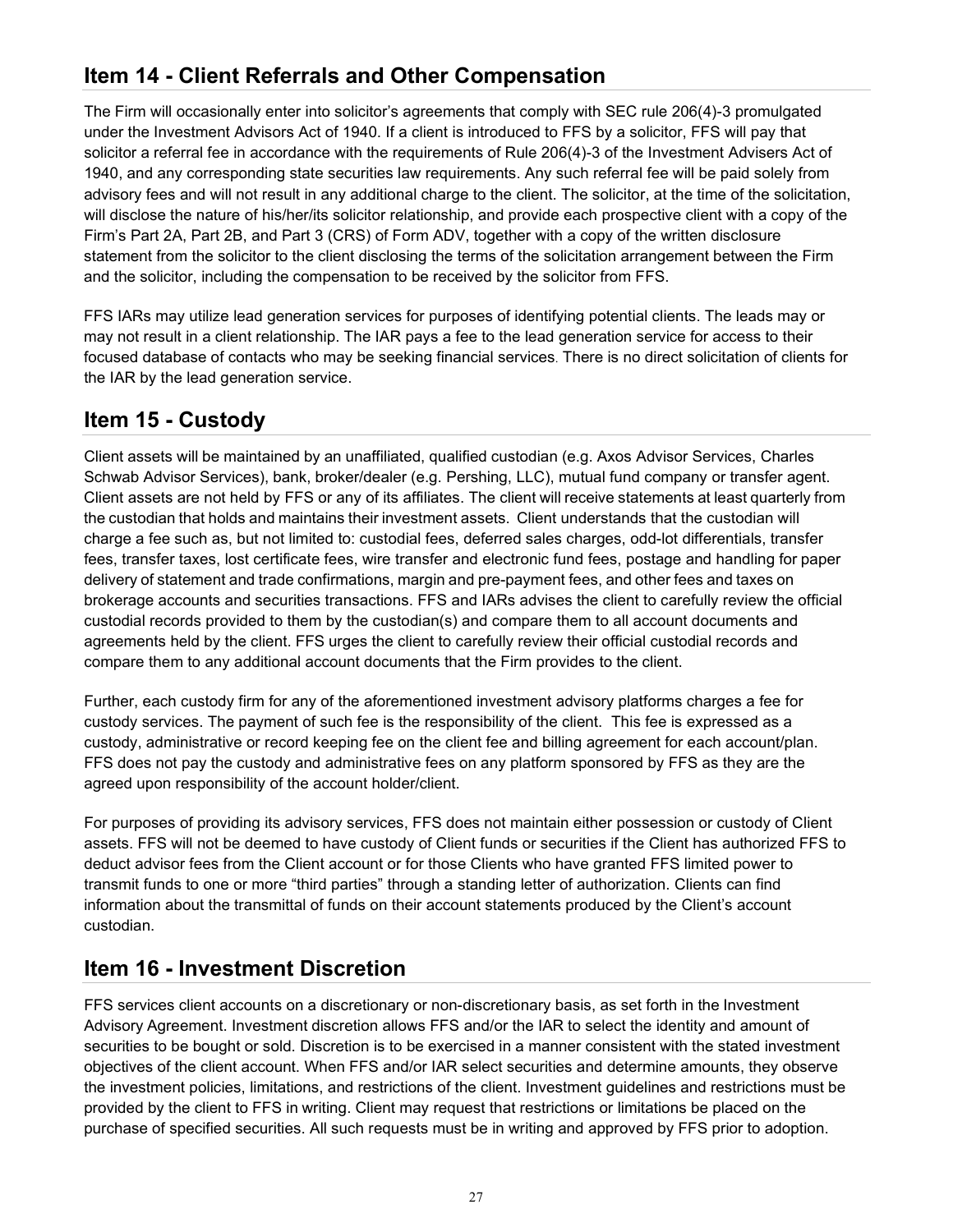## Item 14 - Client Referrals and Other Compensation

The Firm will occasionally enter into solicitor's agreements that comply with SEC rule 206(4)-3 promulgated under the Investment Advisors Act of 1940. If a client is introduced to FFS by a solicitor, FFS will pay that solicitor a referral fee in accordance with the requirements of Rule 206(4)-3 of the Investment Advisers Act of 1940, and any corresponding state securities law requirements. Any such referral fee will be paid solely from advisory fees and will not result in any additional charge to the client. The solicitor, at the time of the solicitation, will disclose the nature of his/her/its solicitor relationship, and provide each prospective client with a copy of the Firm's Part 2A, Part 2B, and Part 3 (CRS) of Form ADV, together with a copy of the written disclosure statement from the solicitor to the client disclosing the terms of the solicitation arrangement between the Firm and the solicitor, including the compensation to be received by the solicitor from FFS.

FFS IARs may utilize lead generation services for purposes of identifying potential clients. The leads may or may not result in a client relationship. The IAR pays a fee to the lead generation service for access to their focused database of contacts who may be seeking financial services. There is no direct solicitation of clients for the IAR by the lead generation service.

## Item 15 - Custody

Client assets will be maintained by an unaffiliated, qualified custodian (e.g. Axos Advisor Services, Charles Schwab Advisor Services), bank, broker/dealer (e.g. Pershing, LLC), mutual fund company or transfer agent. Client assets are not held by FFS or any of its affiliates. The client will receive statements at least quarterly from the custodian that holds and maintains their investment assets. Client understands that the custodian will charge a fee such as, but not limited to: custodial fees, deferred sales charges, odd-lot differentials, transfer fees, transfer taxes, lost certificate fees, wire transfer and electronic fund fees, postage and handling for paper delivery of statement and trade confirmations, margin and pre-payment fees, and other fees and taxes on brokerage accounts and securities transactions. FFS and IARs advises the client to carefully review the official custodial records provided to them by the custodian(s) and compare them to all account documents and agreements held by the client. FFS urges the client to carefully review their official custodial records and compare them to any additional account documents that the Firm provides to the client.

Further, each custody firm for any of the aforementioned investment advisory platforms charges a fee for custody services. The payment of such fee is the responsibility of the client. This fee is expressed as a custody, administrative or record keeping fee on the client fee and billing agreement for each account/plan. FFS does not pay the custody and administrative fees on any platform sponsored by FFS as they are the agreed upon responsibility of the account holder/client.

For purposes of providing its advisory services, FFS does not maintain either possession or custody of Client assets. FFS will not be deemed to have custody of Client funds or securities if the Client has authorized FFS to deduct advisor fees from the Client account or for those Clients who have granted FFS limited power to transmit funds to one or more "third parties" through a standing letter of authorization. Clients can find information about the transmittal of funds on their account statements produced by the Client's account custodian.

## Item 16 - Investment Discretion

FFS services client accounts on a discretionary or non-discretionary basis, as set forth in the Investment Advisory Agreement. Investment discretion allows FFS and/or the IAR to select the identity and amount of securities to be bought or sold. Discretion is to be exercised in a manner consistent with the stated investment objectives of the client account. When FFS and/or IAR select securities and determine amounts, they observe the investment policies, limitations, and restrictions of the client. Investment guidelines and restrictions must be provided by the client to FFS in writing. Client may request that restrictions or limitations be placed on the purchase of specified securities. All such requests must be in writing and approved by FFS prior to adoption.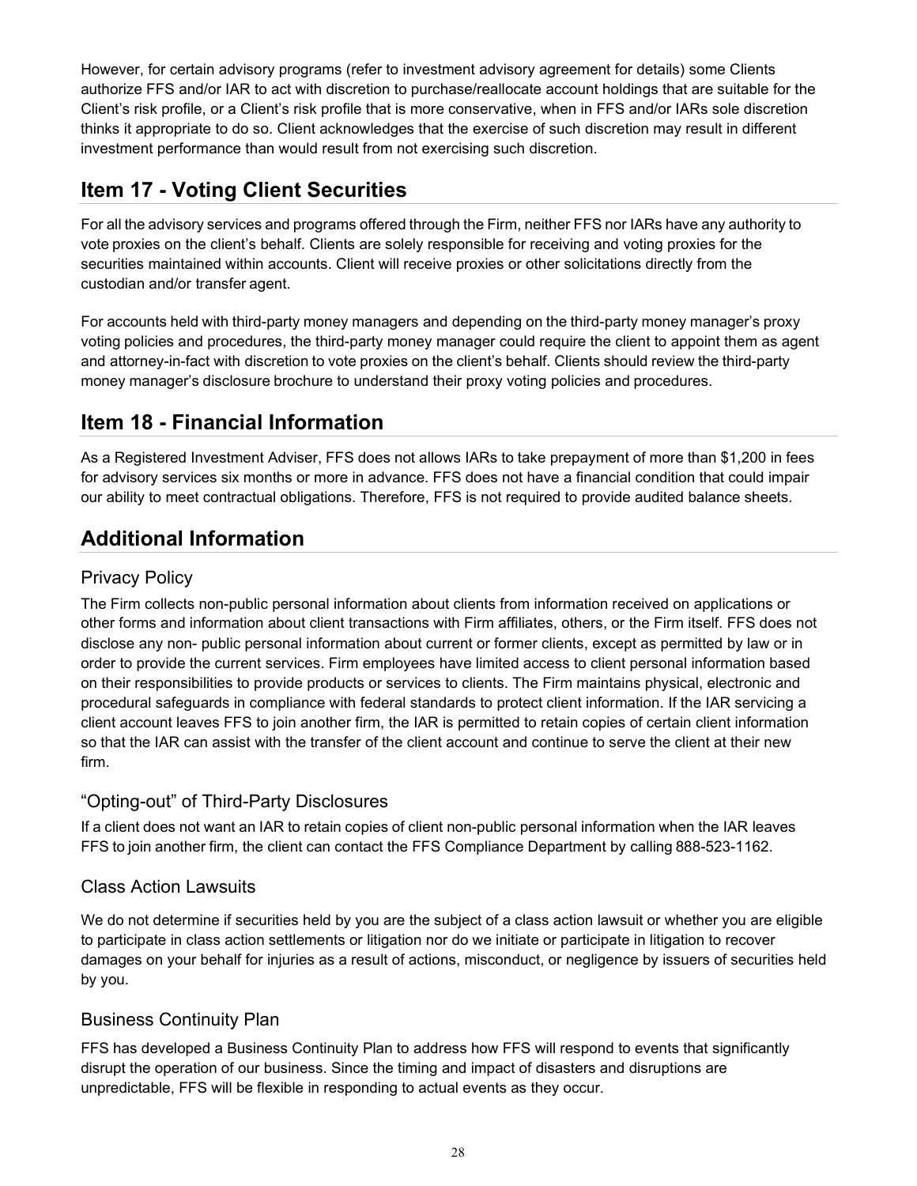However, for certain advisory programs (refer to investment advisory agreement for details) some Clients authorize FFS and/or IAR to act with discretion to purchase/reallocate account holdings that are suitable for the Client's risk profile, or a Client's risk profile that is more conservative, when in FFS and/or IARs sole discretion thinks it appropriate to do so. Client acknowledges that the exercise of such discretion may result in different investment performance than would result from not exercising such discretion.

## Item 17 - Voting Client Securities

For all the advisory services and programs offered through the Firm, neither FFS nor IARs have any authority to vote proxies on the client's behalf. Clients are solely responsible for receiving and voting proxies for the securities maintained within accounts. Client will receive proxies or other solicitations directly from the custodian and/or transfer agent.

For accounts held with third-party money managers and depending on the third-party money manager's proxy voting policies and procedures, the third-party money manager could require the client to appoint them as agent and attorney-in-fact with discretion to vote proxies on the client's behalf. Clients should review the third-party money manager's disclosure brochure to understand their proxy voting policies and procedures.

## Item 18 - Financial Information

As a Registered Investment Adviser, FFS does not allows IARs to take prepayment of more than $1,200 in fees for advisory services six months or more in advance. FFS does not have a financial condition that could impair our ability to meet contractual obligations. Therefore, FFS is not required to provide audited balance sheets.

## Additional Information

### Privacy Policy

The Firm collects non-public personal information about clients from information received on applications or other forms and information about client transactions with Firm affiliates, others, or the Firm itself. FFS does not disclose any non- public personal information about current or former clients, except as permitted by law or in order to provide the current services. Firm employees have limited access to client personal information based on their responsibilities to provide products or services to clients. The Firm maintains physical, electronic and procedural safeguards in compliance with federal standards to protect client information. If the IAR servicing a client account leaves FFS to join another firm, the IAR is permitted to retain copies of certain client information so that the IAR can assist with the transfer of the client account and continue to serve the client at their new firm.

### "Opting-out" of Third-Party Disclosures

If a client does not want an IAR to retain copies of client non-public personal information when the IAR leaves FFS to join another firm, the client can contact the FFS Compliance Department by calling 888-523-1162.

### Class Action Lawsuits

We do not determine if securities held by you are the subject of a class action lawsuit or whether you are eligible to participate in class action settlements or litigation nor do we initiate or participate in litigation to recover damages on your behalf for injuries as a result of actions, misconduct, or negligence by issuers of securities held by you.

### Business Continuity Plan

FFS has developed a Business Continuity Plan to address how FFS will respond to events that significantly disrupt the operation of our business. Since the timing and impact of disasters and disruptions are unpredictable, FFS will be flexible in responding to actual events as they occur.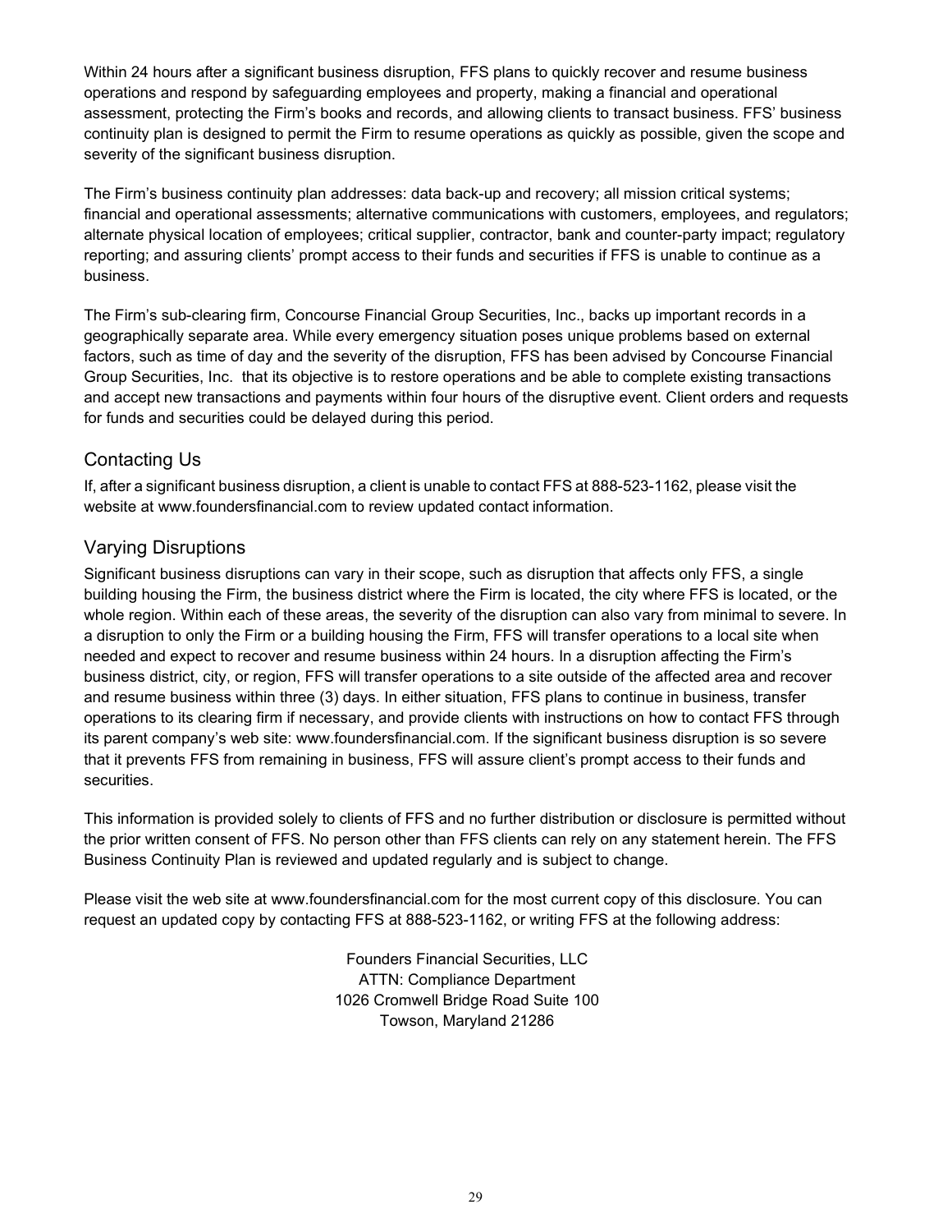Within 24 hours after a significant business disruption, FFS plans to quickly recover and resume business operations and respond by safeguarding employees and property, making a financial and operational assessment, protecting the Firm's books and records, and allowing clients to transact business. FFS' business continuity plan is designed to permit the Firm to resume operations as quickly as possible, given the scope and severity of the significant business disruption.

The Firm's business continuity plan addresses: data back-up and recovery; all mission critical systems; financial and operational assessments; alternative communications with customers, employees, and regulators; alternate physical location of employees; critical supplier, contractor, bank and counter-party impact; regulatory reporting; and assuring clients' prompt access to their funds and securities if FFS is unable to continue as a business.

The Firm's sub-clearing firm, Concourse Financial Group Securities, Inc., backs up important records in a geographically separate area. While every emergency situation poses unique problems based on external factors, such as time of day and the severity of the disruption, FFS has been advised by Concourse Financial Group Securities, Inc. that its objective is to restore operations and be able to complete existing transactions and accept new transactions and payments within four hours of the disruptive event. Client orders and requests for funds and securities could be delayed during this period.

## Contacting Us

If, after a significant business disruption, a client is unable to contact FFS at 888-523-1162, please visit the website at www.foundersfinancial.com to review updated contact information.

## Varying Disruptions

Significant business disruptions can vary in their scope, such as disruption that affects only FFS, a single building housing the Firm, the business district where the Firm is located, the city where FFS is located, or the whole region. Within each of these areas, the severity of the disruption can also vary from minimal to severe. In a disruption to only the Firm or a building housing the Firm, FFS will transfer operations to a local site when needed and expect to recover and resume business within 24 hours. In a disruption affecting the Firm's business district, city, or region, FFS will transfer operations to a site outside of the affected area and recover and resume business within three (3) days. In either situation, FFS plans to continue in business, transfer operations to its clearing firm if necessary, and provide clients with instructions on how to contact FFS through its parent company's web site: www.foundersfinancial.com. If the significant business disruption is so severe that it prevents FFS from remaining in business, FFS will assure client's prompt access to their funds and securities.

This information is provided solely to clients of FFS and no further distribution or disclosure is permitted without the prior written consent of FFS. No person other than FFS clients can rely on any statement herein. The FFS Business Continuity Plan is reviewed and updated regularly and is subject to change.

Please visit the web site at www.foundersfinancial.com for the most current copy of this disclosure. You can request an updated copy by contacting FFS at 888-523-1162, or writing FFS at the following address:

Founders Financial Securities, LLC
ATTN: Compliance Department
1026 Cromwell Bridge Road Suite 100
Towson, Maryland 21286